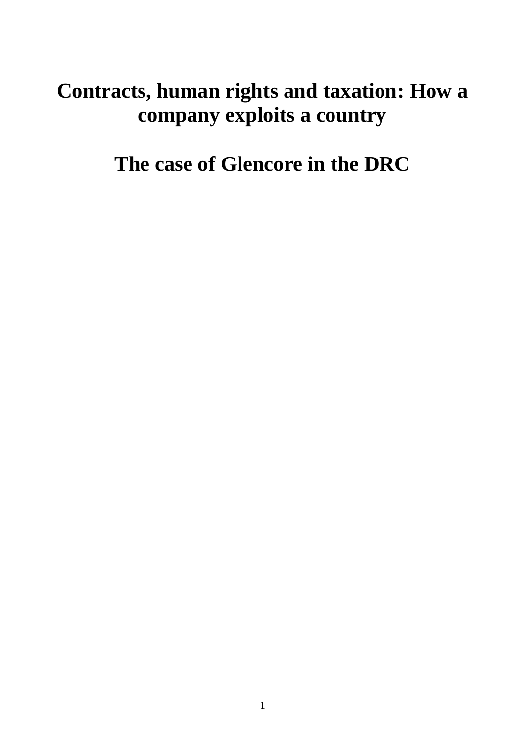# Contracts, human rights and taxation: How a company exploits a country

# The case of Glencore in the DRC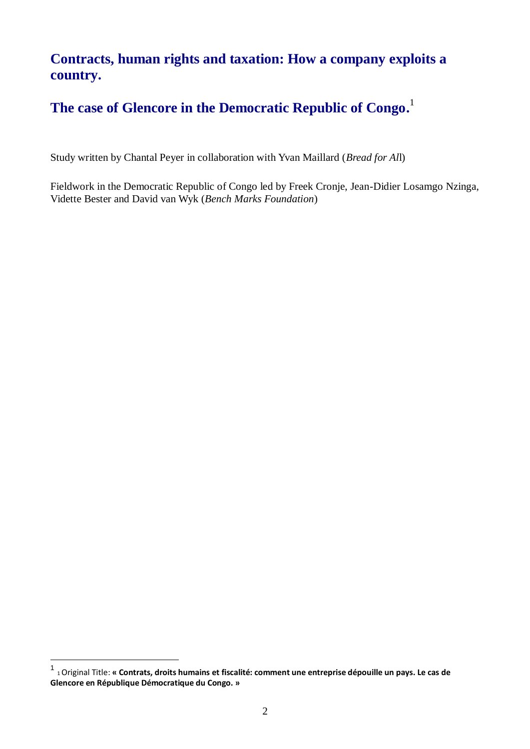## Contracts, human rights and taxation: How a company exploits a country.

## The case of Glencore in the Democratic Republic of Congo.[1]

Study written by Chantal Peyer in collaboration with Yvan Maillard (*Bread for All*)

Fieldwork in the Democratic Republic of Congo led by Freek Cronje, Jean-Didier Losamgo Nzinga, Vidette Bester and David van Wyk (*Bench Marks Foundation*)

---

[1] Original Title: **« Contrats, droits humains et fiscalité: comment une entreprise dépouille un pays. Le cas de Glencore en République Démocratique du Congo. »**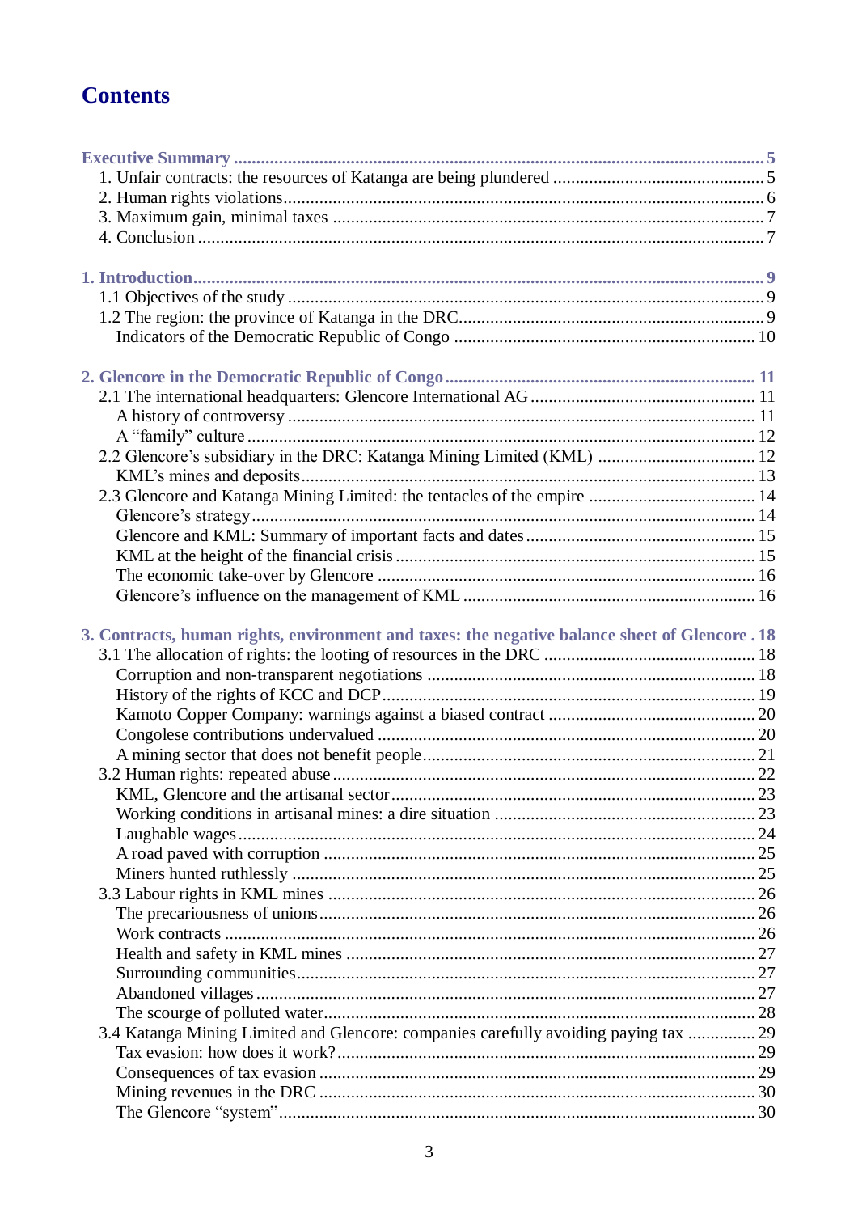# Contents

**Executive Summary** ..... 5
- 1. Unfair contracts: the resources of Katanga are being plundered ..... 5
- 2. Human rights violations ..... 6
- 3. Maximum gain, minimal taxes ..... 7
- 4. Conclusion ..... 7

**1. Introduction** ..... 9
- 1.1 Objectives of the study ..... 9
- 1.2 The region: the province of Katanga in the DRC ..... 9
  - Indicators of the Democratic Republic of Congo ..... 10

**2. Glencore in the Democratic Republic of Congo** ..... 11
- 2.1 The international headquarters: Glencore International AG ..... 11
  - A history of controversy ..... 11
  - A "family" culture ..... 12
- 2.2 Glencore's subsidiary in the DRC: Katanga Mining Limited (KML) ..... 12
  - KML's mines and deposits ..... 13
- 2.3 Glencore and Katanga Mining Limited: the tentacles of the empire ..... 14
  - Glencore's strategy ..... 14
  - Glencore and KML: Summary of important facts and dates ..... 15
  - KML at the height of the financial crisis ..... 15
  - The economic take-over by Glencore ..... 16
  - Glencore's influence on the management of KML ..... 16

**3. Contracts, human rights, environment and taxes: the negative balance sheet of Glencore** ..... 18
- 3.1 The allocation of rights: the looting of resources in the DRC ..... 18
  - Corruption and non-transparent negotiations ..... 18
  - History of the rights of KCC and DCP ..... 19
  - Kamoto Copper Company: warnings against a biased contract ..... 20
  - Congolese contributions undervalued ..... 20
  - A mining sector that does not benefit people ..... 21
- 3.2 Human rights: repeated abuse ..... 22
  - KML, Glencore and the artisanal sector ..... 23
  - Working conditions in artisanal mines: a dire situation ..... 23
  - Laughable wages ..... 24
  - A road paved with corruption ..... 25
  - Miners hunted ruthlessly ..... 25
- 3.3 Labour rights in KML mines ..... 26
  - The precariousness of unions ..... 26
  - Work contracts ..... 26
  - Health and safety in KML mines ..... 27
  - Surrounding communities ..... 27
  - Abandoned villages ..... 27
  - The scourge of polluted water ..... 28
- 3.4 Katanga Mining Limited and Glencore: companies carefully avoiding paying tax ..... 29
  - Tax evasion: how does it work? ..... 29
  - Consequences of tax evasion ..... 29
  - Mining revenues in the DRC ..... 30
  - The Glencore "system" ..... 30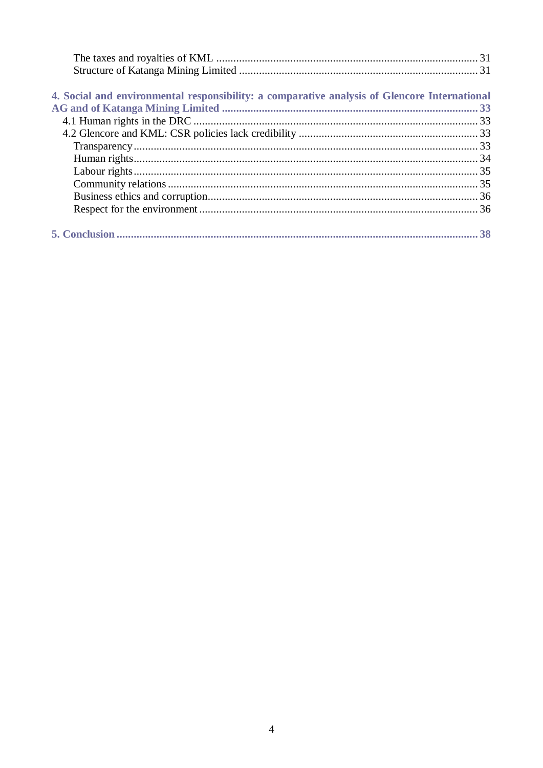The taxes and royalties of KML ............................................................................................ 31
Structure of Katanga Mining Limited .................................................................................... 31

**4. Social and environmental responsibility: a comparative analysis of Glencore International AG and of Katanga Mining Limited ......................................................................................... 33**

4.1 Human rights in the DRC .................................................................................................... 33
4.2 Glencore and KML: CSR policies lack credibility ............................................................... 33
Transparency ......................................................................................................................... 33
Human rights ......................................................................................................................... 34
Labour rights ......................................................................................................................... 35
Community relations ............................................................................................................. 35
Business ethics and corruption ............................................................................................... 36
Respect for the environment .................................................................................................. 36

**5. Conclusion ............................................................................................................................. 38**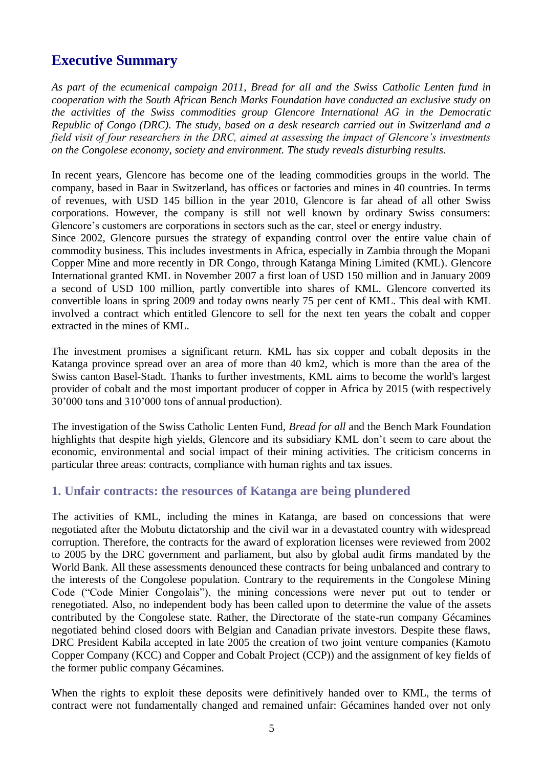# Executive Summary

*As part of the ecumenical campaign 2011, Bread for all and the Swiss Catholic Lenten fund in cooperation with the South African Bench Marks Foundation have conducted an exclusive study on the activities of the Swiss commodities group Glencore International AG in the Democratic Republic of Congo (DRC). The study, based on a desk research carried out in Switzerland and a field visit of four researchers in the DRC, aimed at assessing the impact of Glencore's investments on the Congolese economy, society and environment. The study reveals disturbing results.*

In recent years, Glencore has become one of the leading commodities groups in the world. The company, based in Baar in Switzerland, has offices or factories and mines in 40 countries. In terms of revenues, with USD 145 billion in the year 2010, Glencore is far ahead of all other Swiss corporations. However, the company is still not well known by ordinary Swiss consumers: Glencore's customers are corporations in sectors such as the car, steel or energy industry.

Since 2002, Glencore pursues the strategy of expanding control over the entire value chain of commodity business. This includes investments in Africa, especially in Zambia through the Mopani Copper Mine and more recently in DR Congo, through Katanga Mining Limited (KML). Glencore International granted KML in November 2007 a first loan of USD 150 million and in January 2009 a second of USD 100 million, partly convertible into shares of KML. Glencore converted its convertible loans in spring 2009 and today owns nearly 75 per cent of KML. This deal with KML involved a contract which entitled Glencore to sell for the next ten years the cobalt and copper extracted in the mines of KML.

The investment promises a significant return. KML has six copper and cobalt deposits in the Katanga province spread over an area of more than 40 km2, which is more than the area of the Swiss canton Basel-Stadt. Thanks to further investments, KML aims to become the world's largest provider of cobalt and the most important producer of copper in Africa by 2015 (with respectively 30'000 tons and 310'000 tons of annual production).

The investigation of the Swiss Catholic Lenten Fund, *Bread for all* and the Bench Mark Foundation highlights that despite high yields, Glencore and its subsidiary KML don't seem to care about the economic, environmental and social impact of their mining activities. The criticism concerns in particular three areas: contracts, compliance with human rights and tax issues.

## 1. Unfair contracts: the resources of Katanga are being plundered

The activities of KML, including the mines in Katanga, are based on concessions that were negotiated after the Mobutu dictatorship and the civil war in a devastated country with widespread corruption. Therefore, the contracts for the award of exploration licenses were reviewed from 2002 to 2005 by the DRC government and parliament, but also by global audit firms mandated by the World Bank. All these assessments denounced these contracts for being unbalanced and contrary to the interests of the Congolese population. Contrary to the requirements in the Congolese Mining Code ("Code Minier Congolais"), the mining concessions were never put out to tender or renegotiated. Also, no independent body has been called upon to determine the value of the assets contributed by the Congolese state. Rather, the Directorate of the state-run company Gécamines negotiated behind closed doors with Belgian and Canadian private investors. Despite these flaws, DRC President Kabila accepted in late 2005 the creation of two joint venture companies (Kamoto Copper Company (KCC) and Copper and Cobalt Project (CCP)) and the assignment of key fields of the former public company Gécamines.

When the rights to exploit these deposits were definitively handed over to KML, the terms of contract were not fundamentally changed and remained unfair: Gécamines handed over not only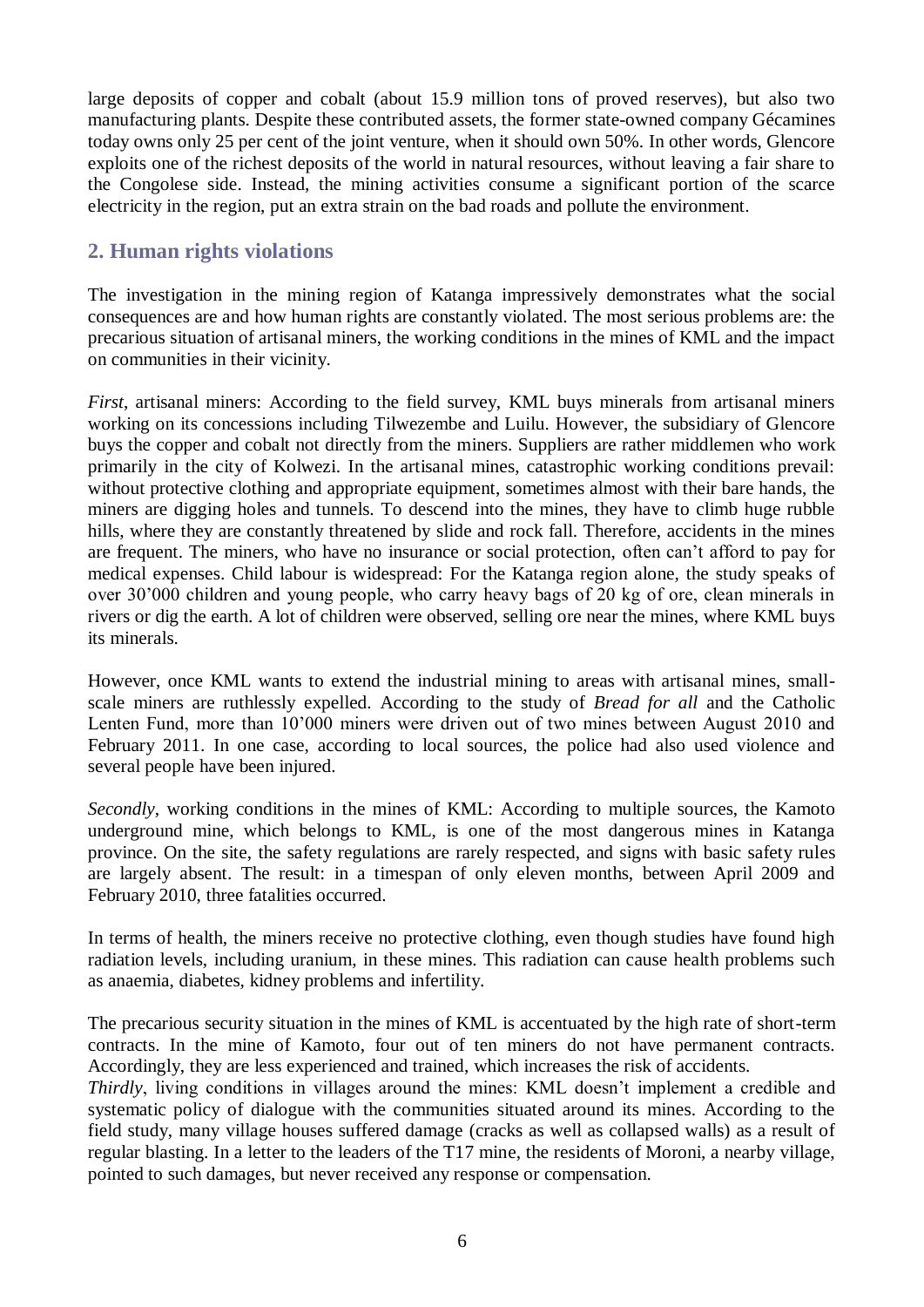large deposits of copper and cobalt (about 15.9 million tons of proved reserves), but also two manufacturing plants. Despite these contributed assets, the former state-owned company Gécamines today owns only 25 per cent of the joint venture, when it should own 50%. In other words, Glencore exploits one of the richest deposits of the world in natural resources, without leaving a fair share to the Congolese side. Instead, the mining activities consume a significant portion of the scarce electricity in the region, put an extra strain on the bad roads and pollute the environment.

## 2. Human rights violations

The investigation in the mining region of Katanga impressively demonstrates what the social consequences are and how human rights are constantly violated. The most serious problems are: the precarious situation of artisanal miners, the working conditions in the mines of KML and the impact on communities in their vicinity.

*First*, artisanal miners: According to the field survey, KML buys minerals from artisanal miners working on its concessions including Tilwezembe and Luilu. However, the subsidiary of Glencore buys the copper and cobalt not directly from the miners. Suppliers are rather middlemen who work primarily in the city of Kolwezi. In the artisanal mines, catastrophic working conditions prevail: without protective clothing and appropriate equipment, sometimes almost with their bare hands, the miners are digging holes and tunnels. To descend into the mines, they have to climb huge rubble hills, where they are constantly threatened by slide and rock fall. Therefore, accidents in the mines are frequent. The miners, who have no insurance or social protection, often can't afford to pay for medical expenses. Child labour is widespread: For the Katanga region alone, the study speaks of over 30'000 children and young people, who carry heavy bags of 20 kg of ore, clean minerals in rivers or dig the earth. A lot of children were observed, selling ore near the mines, where KML buys its minerals.

However, once KML wants to extend the industrial mining to areas with artisanal mines, small-scale miners are ruthlessly expelled. According to the study of *Bread for all* and the Catholic Lenten Fund, more than 10'000 miners were driven out of two mines between August 2010 and February 2011. In one case, according to local sources, the police had also used violence and several people have been injured.

*Secondly*, working conditions in the mines of KML: According to multiple sources, the Kamoto underground mine, which belongs to KML, is one of the most dangerous mines in Katanga province. On the site, the safety regulations are rarely respected, and signs with basic safety rules are largely absent. The result: in a timespan of only eleven months, between April 2009 and February 2010, three fatalities occurred.

In terms of health, the miners receive no protective clothing, even though studies have found high radiation levels, including uranium, in these mines. This radiation can cause health problems such as anaemia, diabetes, kidney problems and infertility.

The precarious security situation in the mines of KML is accentuated by the high rate of short-term contracts. In the mine of Kamoto, four out of ten miners do not have permanent contracts. Accordingly, they are less experienced and trained, which increases the risk of accidents.

*Thirdly*, living conditions in villages around the mines: KML doesn't implement a credible and systematic policy of dialogue with the communities situated around its mines. According to the field study, many village houses suffered damage (cracks as well as collapsed walls) as a result of regular blasting. In a letter to the leaders of the T17 mine, the residents of Moroni, a nearby village, pointed to such damages, but never received any response or compensation.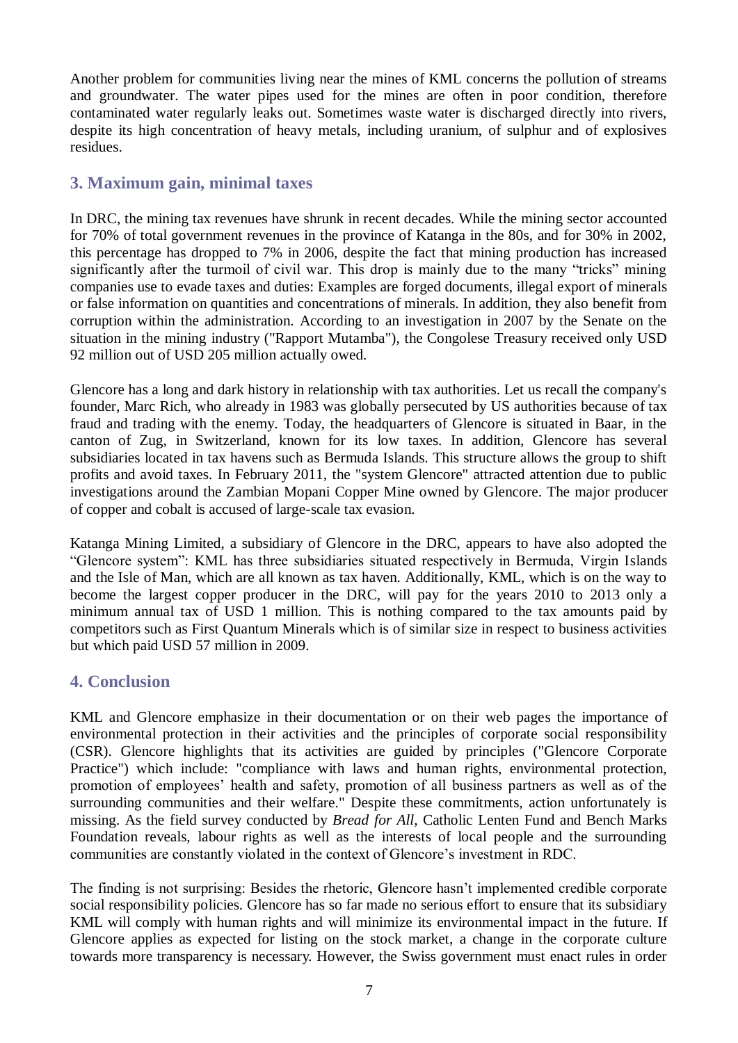Another problem for communities living near the mines of KML concerns the pollution of streams and groundwater. The water pipes used for the mines are often in poor condition, therefore contaminated water regularly leaks out. Sometimes waste water is discharged directly into rivers, despite its high concentration of heavy metals, including uranium, of sulphur and of explosives residues.

## 3. Maximum gain, minimal taxes

In DRC, the mining tax revenues have shrunk in recent decades. While the mining sector accounted for 70% of total government revenues in the province of Katanga in the 80s, and for 30% in 2002, this percentage has dropped to 7% in 2006, despite the fact that mining production has increased significantly after the turmoil of civil war. This drop is mainly due to the many "tricks" mining companies use to evade taxes and duties: Examples are forged documents, illegal export of minerals or false information on quantities and concentrations of minerals. In addition, they also benefit from corruption within the administration. According to an investigation in 2007 by the Senate on the situation in the mining industry ("Rapport Mutamba"), the Congolese Treasury received only USD 92 million out of USD 205 million actually owed.

Glencore has a long and dark history in relationship with tax authorities. Let us recall the company's founder, Marc Rich, who already in 1983 was globally persecuted by US authorities because of tax fraud and trading with the enemy. Today, the headquarters of Glencore is situated in Baar, in the canton of Zug, in Switzerland, known for its low taxes. In addition, Glencore has several subsidiaries located in tax havens such as Bermuda Islands. This structure allows the group to shift profits and avoid taxes. In February 2011, the "system Glencore" attracted attention due to public investigations around the Zambian Mopani Copper Mine owned by Glencore. The major producer of copper and cobalt is accused of large-scale tax evasion.

Katanga Mining Limited, a subsidiary of Glencore in the DRC, appears to have also adopted the "Glencore system": KML has three subsidiaries situated respectively in Bermuda, Virgin Islands and the Isle of Man, which are all known as tax haven. Additionally, KML, which is on the way to become the largest copper producer in the DRC, will pay for the years 2010 to 2013 only a minimum annual tax of USD 1 million. This is nothing compared to the tax amounts paid by competitors such as First Quantum Minerals which is of similar size in respect to business activities but which paid USD 57 million in 2009.

## 4. Conclusion

KML and Glencore emphasize in their documentation or on their web pages the importance of environmental protection in their activities and the principles of corporate social responsibility (CSR). Glencore highlights that its activities are guided by principles ("Glencore Corporate Practice") which include: "compliance with laws and human rights, environmental protection, promotion of employees' health and safety, promotion of all business partners as well as of the surrounding communities and their welfare." Despite these commitments, action unfortunately is missing. As the field survey conducted by *Bread for All*, Catholic Lenten Fund and Bench Marks Foundation reveals, labour rights as well as the interests of local people and the surrounding communities are constantly violated in the context of Glencore's investment in RDC.

The finding is not surprising: Besides the rhetoric, Glencore hasn't implemented credible corporate social responsibility policies. Glencore has so far made no serious effort to ensure that its subsidiary KML will comply with human rights and will minimize its environmental impact in the future. If Glencore applies as expected for listing on the stock market, a change in the corporate culture towards more transparency is necessary. However, the Swiss government must enact rules in order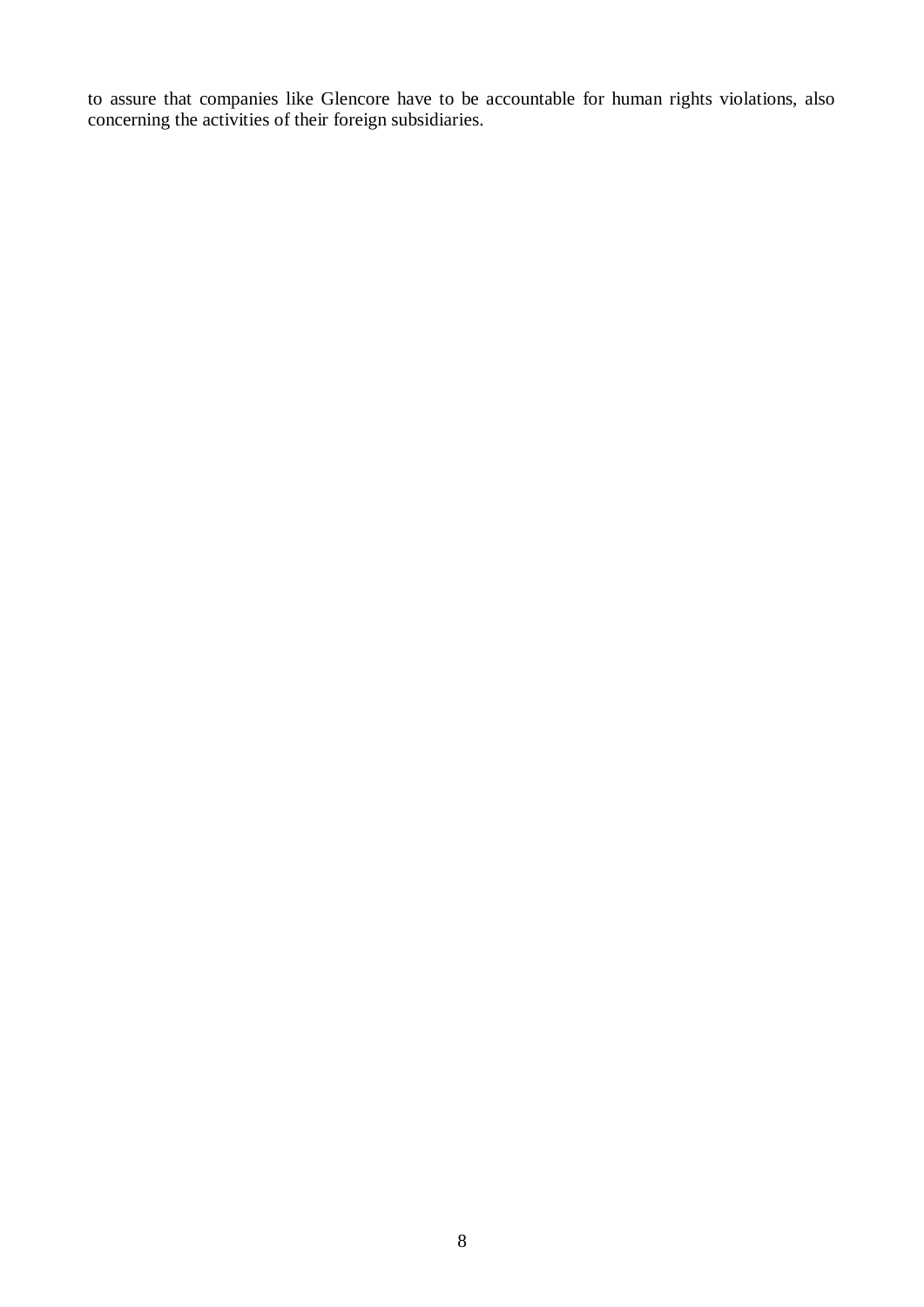to assure that companies like Glencore have to be accountable for human rights violations, also concerning the activities of their foreign subsidiaries.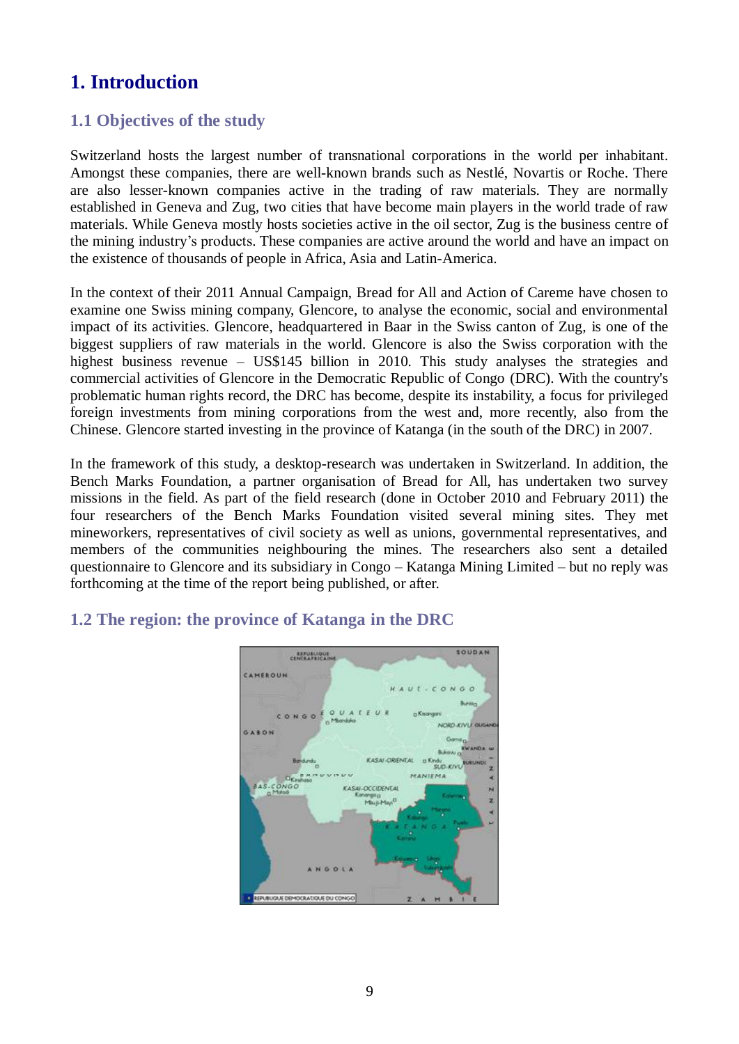# 1. Introduction

## 1.1 Objectives of the study

Switzerland hosts the largest number of transnational corporations in the world per inhabitant. Amongst these companies, there are well-known brands such as Nestlé, Novartis or Roche. There are also lesser-known companies active in the trading of raw materials. They are normally established in Geneva and Zug, two cities that have become main players in the world trade of raw materials. While Geneva mostly hosts societies active in the oil sector, Zug is the business centre of the mining industry's products. These companies are active around the world and have an impact on the existence of thousands of people in Africa, Asia and Latin-America.

In the context of their 2011 Annual Campaign, Bread for All and Action of Careme have chosen to examine one Swiss mining company, Glencore, to analyse the economic, social and environmental impact of its activities. Glencore, headquartered in Baar in the Swiss canton of Zug, is one of the biggest suppliers of raw materials in the world. Glencore is also the Swiss corporation with the highest business revenue – US$145 billion in 2010. This study analyses the strategies and commercial activities of Glencore in the Democratic Republic of Congo (DRC). With the country's problematic human rights record, the DRC has become, despite its instability, a focus for privileged foreign investments from mining corporations from the west and, more recently, also from the Chinese. Glencore started investing in the province of Katanga (in the south of the DRC) in 2007.

In the framework of this study, a desktop-research was undertaken in Switzerland. In addition, the Bench Marks Foundation, a partner organisation of Bread for All, has undertaken two survey missions in the field. As part of the field research (done in October 2010 and February 2011) the four researchers of the Bench Marks Foundation visited several mining sites. They met mineworkers, representatives of civil society as well as unions, governmental representatives, and members of the communities neighbouring the mines. The researchers also sent a detailed questionnaire to Glencore and its subsidiary in Congo – Katanga Mining Limited – but no reply was forthcoming at the time of the report being published, or after.

## 1.2 The region: the province of Katanga in the DRC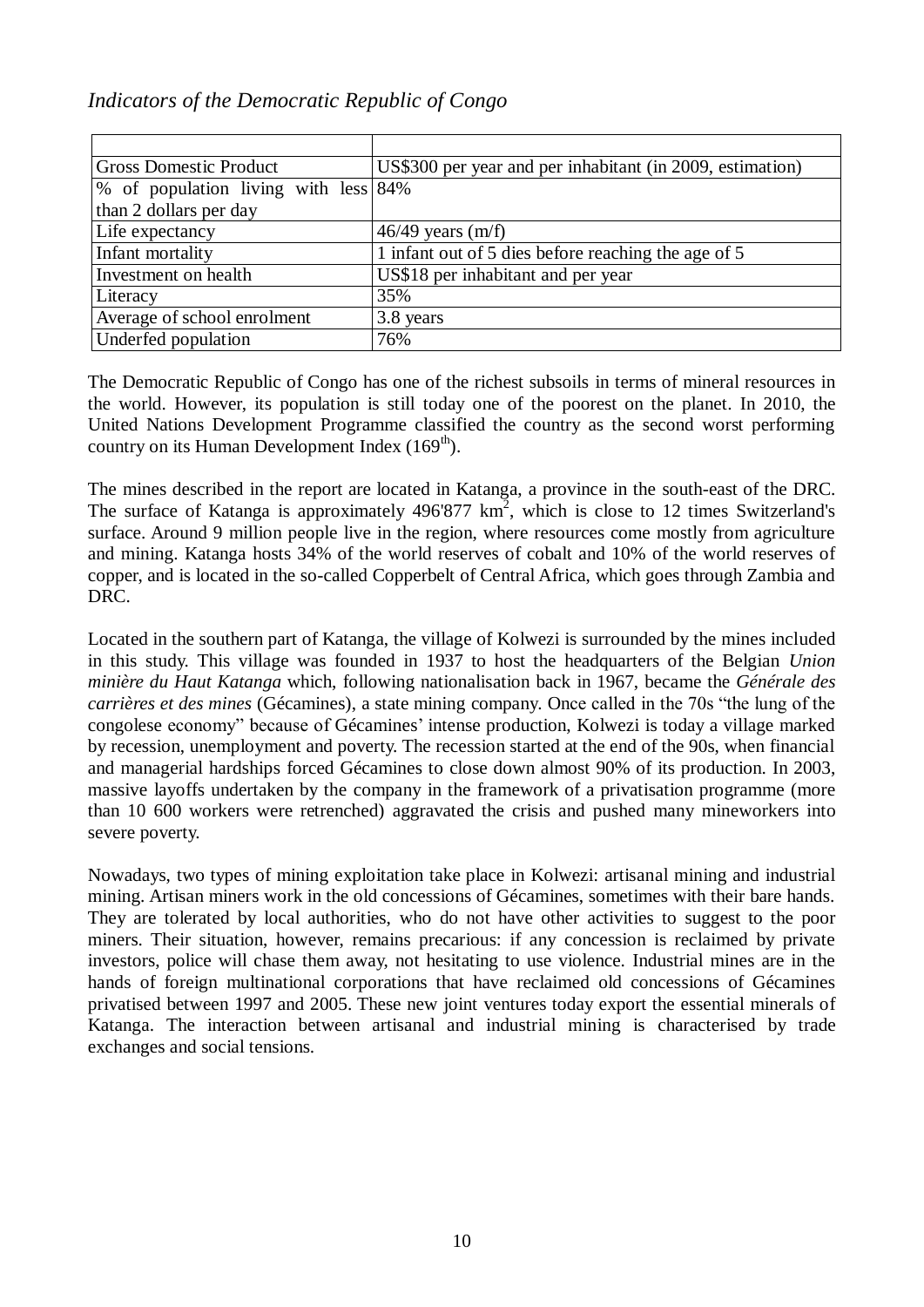*Indicators of the Democratic Republic of Congo*

| | |
|---|---|
| Gross Domestic Product | US$300 per year and per inhabitant (in 2009, estimation) |
| % of population living with less than 2 dollars per day | 84% |
| Life expectancy | 46/49 years (m/f) |
| Infant mortality | 1 infant out of 5 dies before reaching the age of 5 |
| Investment on health | US$18 per inhabitant and per year |
| Literacy | 35% |
| Average of school enrolment | 3.8 years |
| Underfed population | 76% |

The Democratic Republic of Congo has one of the richest subsoils in terms of mineral resources in the world. However, its population is still today one of the poorest on the planet. In 2010, the United Nations Development Programme classified the country as the second worst performing country on its Human Development Index (169th).

The mines described in the report are located in Katanga, a province in the south-east of the DRC. The surface of Katanga is approximately 496'877 km$^2$, which is close to 12 times Switzerland's surface. Around 9 million people live in the region, where resources come mostly from agriculture and mining. Katanga hosts 34% of the world reserves of cobalt and 10% of the world reserves of copper, and is located in the so-called Copperbelt of Central Africa, which goes through Zambia and DRC.

Located in the southern part of Katanga, the village of Kolwezi is surrounded by the mines included in this study. This village was founded in 1937 to host the headquarters of the Belgian *Union minière du Haut Katanga* which, following nationalisation back in 1967, became the *Générale des carrières et des mines* (Gécamines), a state mining company. Once called in the 70s "the lung of the congolese economy" because of Gécamines' intense production, Kolwezi is today a village marked by recession, unemployment and poverty. The recession started at the end of the 90s, when financial and managerial hardships forced Gécamines to close down almost 90% of its production. In 2003, massive layoffs undertaken by the company in the framework of a privatisation programme (more than 10 600 workers were retrenched) aggravated the crisis and pushed many mineworkers into severe poverty.

Nowadays, two types of mining exploitation take place in Kolwezi: artisanal mining and industrial mining. Artisan miners work in the old concessions of Gécamines, sometimes with their bare hands. They are tolerated by local authorities, who do not have other activities to suggest to the poor miners. Their situation, however, remains precarious: if any concession is reclaimed by private investors, police will chase them away, not hesitating to use violence. Industrial mines are in the hands of foreign multinational corporations that have reclaimed old concessions of Gécamines privatised between 1997 and 2005. These new joint ventures today export the essential minerals of Katanga. The interaction between artisanal and industrial mining is characterised by trade exchanges and social tensions.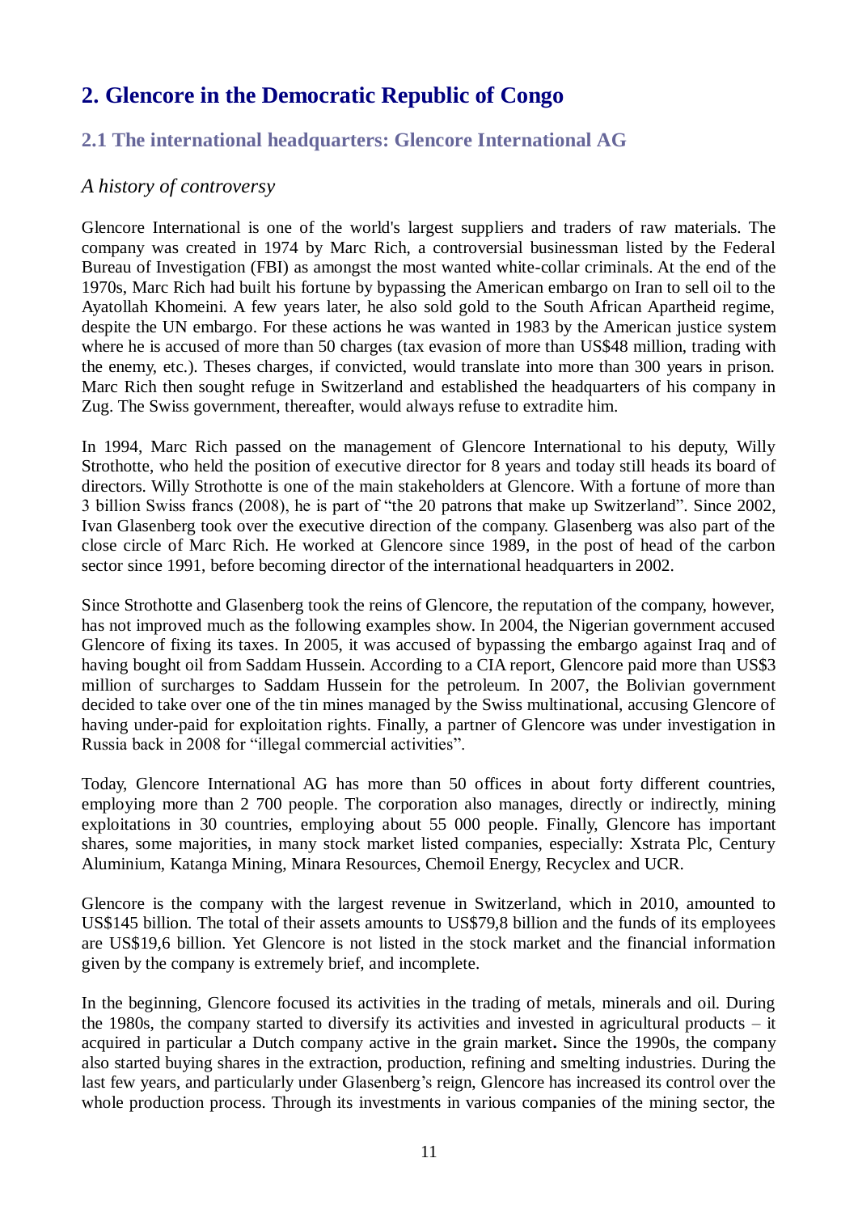# 2. Glencore in the Democratic Republic of Congo

## 2.1 The international headquarters: Glencore International AG

### *A history of controversy*

Glencore International is one of the world's largest suppliers and traders of raw materials. The company was created in 1974 by Marc Rich, a controversial businessman listed by the Federal Bureau of Investigation (FBI) as amongst the most wanted white-collar criminals. At the end of the 1970s, Marc Rich had built his fortune by bypassing the American embargo on Iran to sell oil to the Ayatollah Khomeini. A few years later, he also sold gold to the South African Apartheid regime, despite the UN embargo. For these actions he was wanted in 1983 by the American justice system where he is accused of more than 50 charges (tax evasion of more than US$48 million, trading with the enemy, etc.). Theses charges, if convicted, would translate into more than 300 years in prison. Marc Rich then sought refuge in Switzerland and established the headquarters of his company in Zug. The Swiss government, thereafter, would always refuse to extradite him.

In 1994, Marc Rich passed on the management of Glencore International to his deputy, Willy Strothotte, who held the position of executive director for 8 years and today still heads its board of directors. Willy Strothotte is one of the main stakeholders at Glencore. With a fortune of more than 3 billion Swiss francs (2008), he is part of "the 20 patrons that make up Switzerland". Since 2002, Ivan Glasenberg took over the executive direction of the company. Glasenberg was also part of the close circle of Marc Rich. He worked at Glencore since 1989, in the post of head of the carbon sector since 1991, before becoming director of the international headquarters in 2002.

Since Strothotte and Glasenberg took the reins of Glencore, the reputation of the company, however, has not improved much as the following examples show. In 2004, the Nigerian government accused Glencore of fixing its taxes. In 2005, it was accused of bypassing the embargo against Iraq and of having bought oil from Saddam Hussein. According to a CIA report, Glencore paid more than US$3 million of surcharges to Saddam Hussein for the petroleum. In 2007, the Bolivian government decided to take over one of the tin mines managed by the Swiss multinational, accusing Glencore of having under-paid for exploitation rights. Finally, a partner of Glencore was under investigation in Russia back in 2008 for "illegal commercial activities".

Today, Glencore International AG has more than 50 offices in about forty different countries, employing more than 2 700 people. The corporation also manages, directly or indirectly, mining exploitations in 30 countries, employing about 55 000 people. Finally, Glencore has important shares, some majorities, in many stock market listed companies, especially: Xstrata Plc, Century Aluminium, Katanga Mining, Minara Resources, Chemoil Energy, Recyclex and UCR.

Glencore is the company with the largest revenue in Switzerland, which in 2010, amounted to US$145 billion. The total of their assets amounts to US$79,8 billion and the funds of its employees are US$19,6 billion. Yet Glencore is not listed in the stock market and the financial information given by the company is extremely brief, and incomplete.

In the beginning, Glencore focused its activities in the trading of metals, minerals and oil. During the 1980s, the company started to diversify its activities and invested in agricultural products – it acquired in particular a Dutch company active in the grain market**.** Since the 1990s, the company also started buying shares in the extraction, production, refining and smelting industries. During the last few years, and particularly under Glasenberg's reign, Glencore has increased its control over the whole production process. Through its investments in various companies of the mining sector, the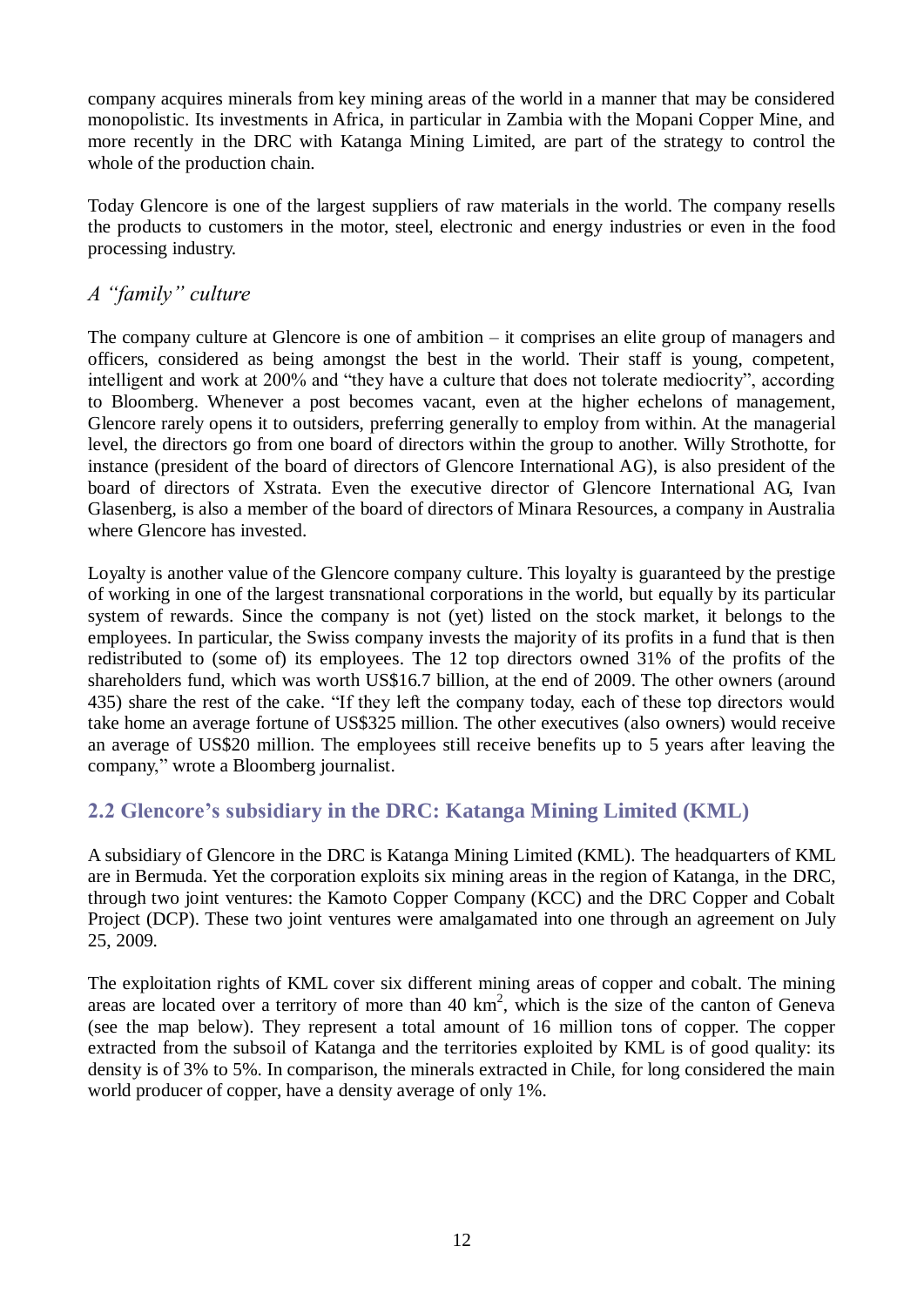company acquires minerals from key mining areas of the world in a manner that may be considered monopolistic. Its investments in Africa, in particular in Zambia with the Mopani Copper Mine, and more recently in the DRC with Katanga Mining Limited, are part of the strategy to control the whole of the production chain.

Today Glencore is one of the largest suppliers of raw materials in the world. The company resells the products to customers in the motor, steel, electronic and energy industries or even in the food processing industry.

### *A "family" culture*

The company culture at Glencore is one of ambition – it comprises an elite group of managers and officers, considered as being amongst the best in the world. Their staff is young, competent, intelligent and work at 200% and "they have a culture that does not tolerate mediocrity", according to Bloomberg. Whenever a post becomes vacant, even at the higher echelons of management, Glencore rarely opens it to outsiders, preferring generally to employ from within. At the managerial level, the directors go from one board of directors within the group to another. Willy Strothotte, for instance (president of the board of directors of Glencore International AG), is also president of the board of directors of Xstrata. Even the executive director of Glencore International AG, Ivan Glasenberg, is also a member of the board of directors of Minara Resources, a company in Australia where Glencore has invested.

Loyalty is another value of the Glencore company culture. This loyalty is guaranteed by the prestige of working in one of the largest transnational corporations in the world, but equally by its particular system of rewards. Since the company is not (yet) listed on the stock market, it belongs to the employees. In particular, the Swiss company invests the majority of its profits in a fund that is then redistributed to (some of) its employees. The 12 top directors owned 31% of the profits of the shareholders fund, which was worth US$16.7 billion, at the end of 2009. The other owners (around 435) share the rest of the cake. "If they left the company today, each of these top directors would take home an average fortune of US$325 million. The other executives (also owners) would receive an average of US$20 million. The employees still receive benefits up to 5 years after leaving the company," wrote a Bloomberg journalist.

## 2.2 Glencore's subsidiary in the DRC: Katanga Mining Limited (KML)

A subsidiary of Glencore in the DRC is Katanga Mining Limited (KML). The headquarters of KML are in Bermuda. Yet the corporation exploits six mining areas in the region of Katanga, in the DRC, through two joint ventures: the Kamoto Copper Company (KCC) and the DRC Copper and Cobalt Project (DCP). These two joint ventures were amalgamated into one through an agreement on July 25, 2009.

The exploitation rights of KML cover six different mining areas of copper and cobalt. The mining areas are located over a territory of more than 40 km$^2$, which is the size of the canton of Geneva (see the map below). They represent a total amount of 16 million tons of copper. The copper extracted from the subsoil of Katanga and the territories exploited by KML is of good quality: its density is of 3% to 5%. In comparison, the minerals extracted in Chile, for long considered the main world producer of copper, have a density average of only 1%.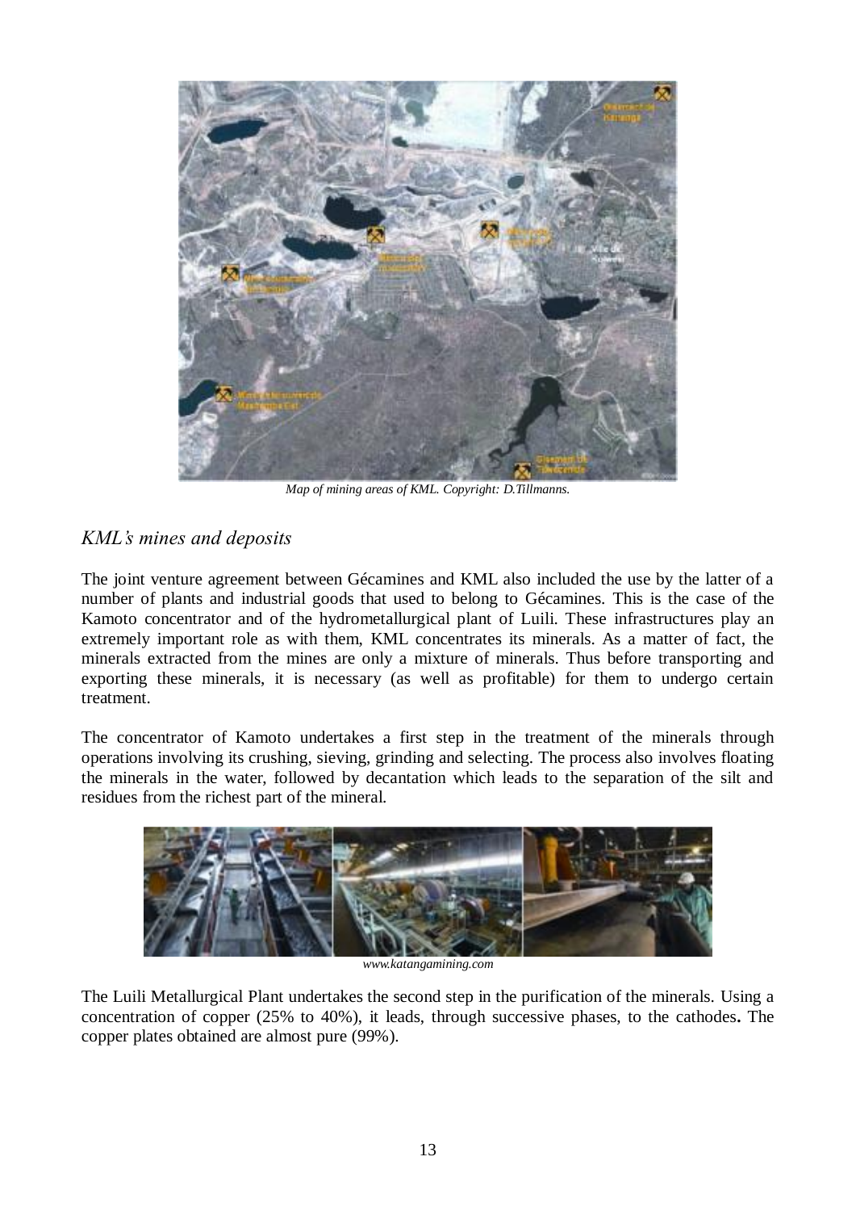*Map of mining areas of KML. Copyright: D.Tillmanns.*

## *KML's mines and deposits*

The joint venture agreement between Gécamines and KML also included the use by the latter of a number of plants and industrial goods that used to belong to Gécamines. This is the case of the Kamoto concentrator and of the hydrometallurgical plant of Luili. These infrastructures play an extremely important role as with them, KML concentrates its minerals. As a matter of fact, the minerals extracted from the mines are only a mixture of minerals. Thus before transporting and exporting these minerals, it is necessary (as well as profitable) for them to undergo certain treatment.

The concentrator of Kamoto undertakes a first step in the treatment of the minerals through operations involving its crushing, sieving, grinding and selecting. The process also involves floating the minerals in the water, followed by decantation which leads to the separation of the silt and residues from the richest part of the mineral.

*www.katangamining.com*

The Luili Metallurgical Plant undertakes the second step in the purification of the minerals. Using a concentration of copper (25% to 40%), it leads, through successive phases, to the cathodes**.** The copper plates obtained are almost pure (99%).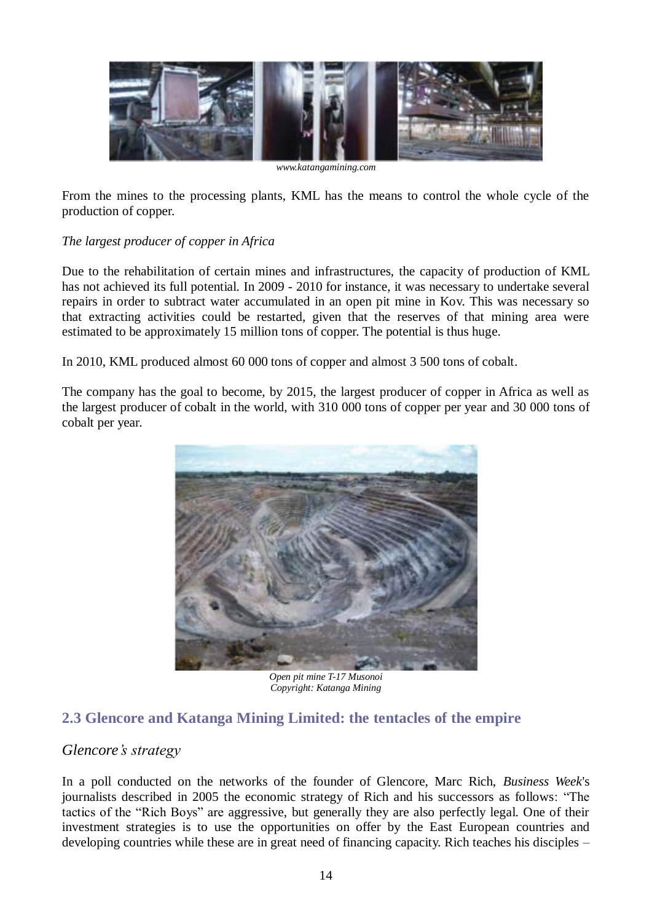www.katangamining.com

From the mines to the processing plants, KML has the means to control the whole cycle of the production of copper.

*The largest producer of copper in Africa*

Due to the rehabilitation of certain mines and infrastructures, the capacity of production of KML has not achieved its full potential. In 2009 - 2010 for instance, it was necessary to undertake several repairs in order to subtract water accumulated in an open pit mine in Kov. This was necessary so that extracting activities could be restarted, given that the reserves of that mining area were estimated to be approximately 15 million tons of copper. The potential is thus huge.

In 2010, KML produced almost 60 000 tons of copper and almost 3 500 tons of cobalt.

The company has the goal to become, by 2015, the largest producer of copper in Africa as well as the largest producer of cobalt in the world, with 310 000 tons of copper per year and 30 000 tons of cobalt per year.

*Open pit mine T-17 Musonoi*
*Copyright: Katanga Mining*

### 2.3 Glencore and Katanga Mining Limited: the tentacles of the empire

*Glencore's strategy*

In a poll conducted on the networks of the founder of Glencore, Marc Rich, *Business Week*'s journalists described in 2005 the economic strategy of Rich and his successors as follows: "The tactics of the "Rich Boys" are aggressive, but generally they are also perfectly legal. One of their investment strategies is to use the opportunities on offer by the East European countries and developing countries while these are in great need of financing capacity. Rich teaches his disciples –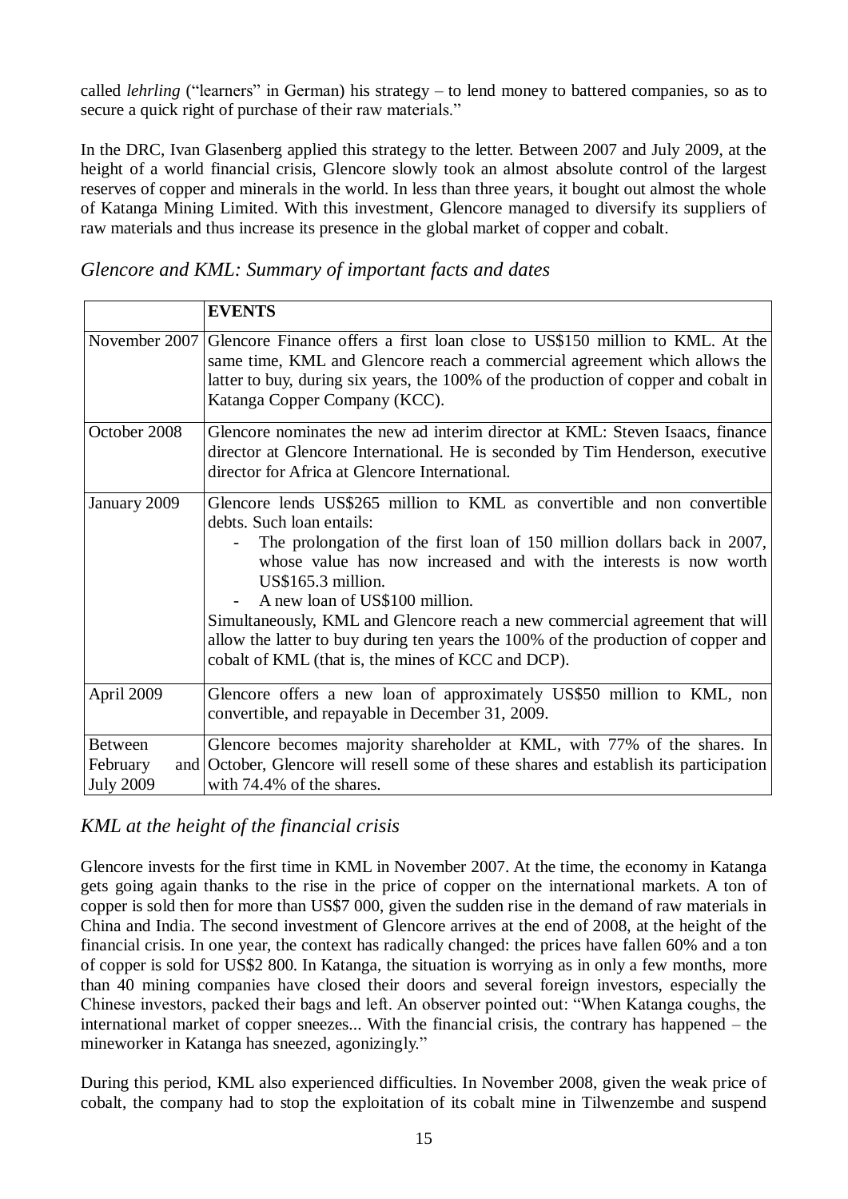called *lehrling* ("learners" in German) his strategy – to lend money to battered companies, so as to secure a quick right of purchase of their raw materials."

In the DRC, Ivan Glasenberg applied this strategy to the letter. Between 2007 and July 2009, at the height of a world financial crisis, Glencore slowly took an almost absolute control of the largest reserves of copper and minerals in the world. In less than three years, it bought out almost the whole of Katanga Mining Limited. With this investment, Glencore managed to diversify its suppliers of raw materials and thus increase its presence in the global market of copper and cobalt.

## *Glencore and KML: Summary of important facts and dates*

| | **EVENTS** |
|---|---|
| November 2007 | Glencore Finance offers a first loan close to US$150 million to KML. At the same time, KML and Glencore reach a commercial agreement which allows the latter to buy, during six years, the 100% of the production of copper and cobalt in Katanga Copper Company (KCC). |
| October 2008 | Glencore nominates the new ad interim director at KML: Steven Isaacs, finance director at Glencore International. He is seconded by Tim Henderson, executive director for Africa at Glencore International. |
| January 2009 | Glencore lends US$265 million to KML as convertible and non convertible debts. Such loan entails:<br>- The prolongation of the first loan of 150 million dollars back in 2007, whose value has now increased and with the interests is now worth US$165.3 million.<br>- A new loan of US$100 million.<br>Simultaneously, KML and Glencore reach a new commercial agreement that will allow the latter to buy during ten years the 100% of the production of copper and cobalt of KML (that is, the mines of KCC and DCP). |
| April 2009 | Glencore offers a new loan of approximately US$50 million to KML, non convertible, and repayable in December 31, 2009. |
| Between February and July 2009 | Glencore becomes majority shareholder at KML, with 77% of the shares. In October, Glencore will resell some of these shares and establish its participation with 74.4% of the shares. |

## *KML at the height of the financial crisis*

Glencore invests for the first time in KML in November 2007. At the time, the economy in Katanga gets going again thanks to the rise in the price of copper on the international markets. A ton of copper is sold then for more than US$7 000, given the sudden rise in the demand of raw materials in China and India. The second investment of Glencore arrives at the end of 2008, at the height of the financial crisis. In one year, the context has radically changed: the prices have fallen 60% and a ton of copper is sold for US$2 800. In Katanga, the situation is worrying as in only a few months, more than 40 mining companies have closed their doors and several foreign investors, especially the Chinese investors, packed their bags and left. An observer pointed out: "When Katanga coughs, the international market of copper sneezes... With the financial crisis, the contrary has happened – the mineworker in Katanga has sneezed, agonizingly."

During this period, KML also experienced difficulties. In November 2008, given the weak price of cobalt, the company had to stop the exploitation of its cobalt mine in Tilwenzembe and suspend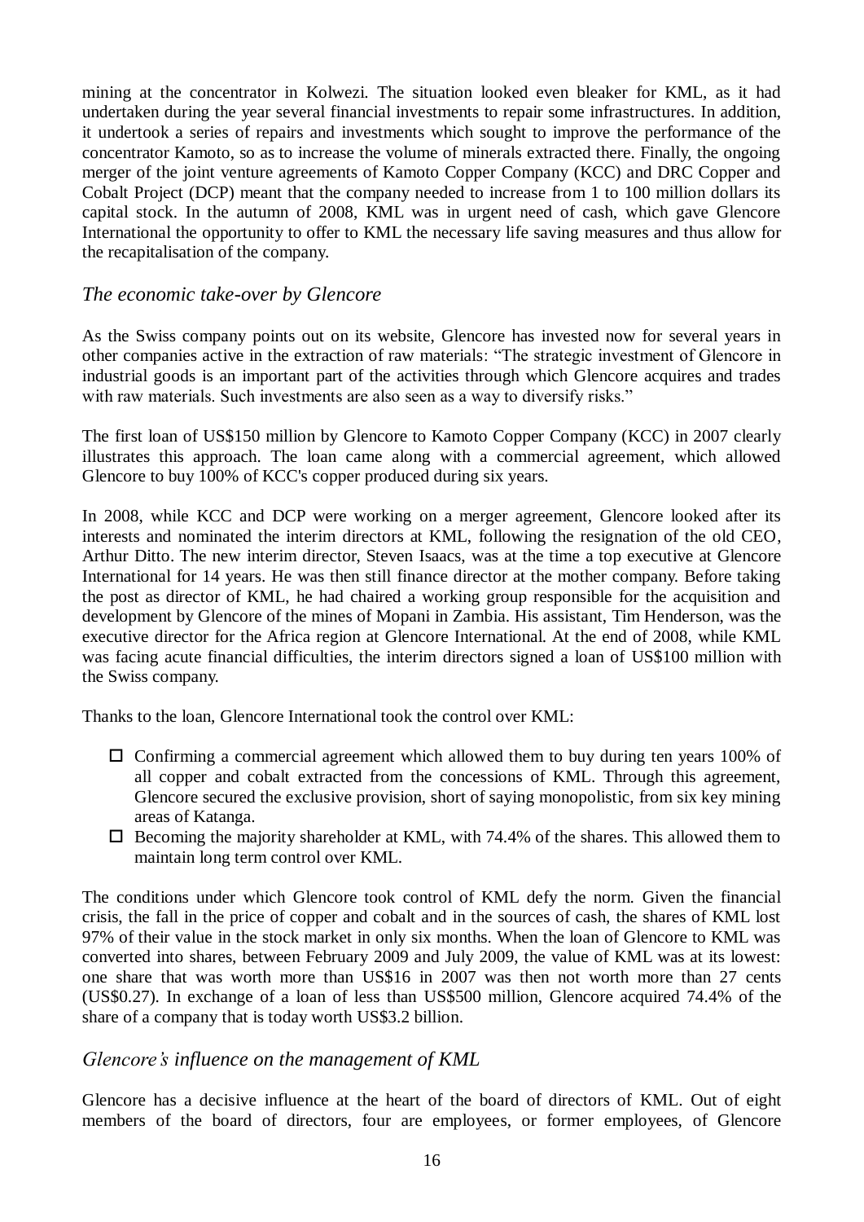mining at the concentrator in Kolwezi. The situation looked even bleaker for KML, as it had undertaken during the year several financial investments to repair some infrastructures. In addition, it undertook a series of repairs and investments which sought to improve the performance of the concentrator Kamoto, so as to increase the volume of minerals extracted there. Finally, the ongoing merger of the joint venture agreements of Kamoto Copper Company (KCC) and DRC Copper and Cobalt Project (DCP) meant that the company needed to increase from 1 to 100 million dollars its capital stock. In the autumn of 2008, KML was in urgent need of cash, which gave Glencore International the opportunity to offer to KML the necessary life saving measures and thus allow for the recapitalisation of the company.

### *The economic take-over by Glencore*

As the Swiss company points out on its website, Glencore has invested now for several years in other companies active in the extraction of raw materials: "The strategic investment of Glencore in industrial goods is an important part of the activities through which Glencore acquires and trades with raw materials. Such investments are also seen as a way to diversify risks."

The first loan of US$150 million by Glencore to Kamoto Copper Company (KCC) in 2007 clearly illustrates this approach. The loan came along with a commercial agreement, which allowed Glencore to buy 100% of KCC's copper produced during six years.

In 2008, while KCC and DCP were working on a merger agreement, Glencore looked after its interests and nominated the interim directors at KML, following the resignation of the old CEO, Arthur Ditto. The new interim director, Steven Isaacs, was at the time a top executive at Glencore International for 14 years. He was then still finance director at the mother company. Before taking the post as director of KML, he had chaired a working group responsible for the acquisition and development by Glencore of the mines of Mopani in Zambia. His assistant, Tim Henderson, was the executive director for the Africa region at Glencore International. At the end of 2008, while KML was facing acute financial difficulties, the interim directors signed a loan of US$100 million with the Swiss company.

Thanks to the loan, Glencore International took the control over KML:

- Confirming a commercial agreement which allowed them to buy during ten years 100% of all copper and cobalt extracted from the concessions of KML. Through this agreement, Glencore secured the exclusive provision, short of saying monopolistic, from six key mining areas of Katanga.
- Becoming the majority shareholder at KML, with 74.4% of the shares. This allowed them to maintain long term control over KML.

The conditions under which Glencore took control of KML defy the norm. Given the financial crisis, the fall in the price of copper and cobalt and in the sources of cash, the shares of KML lost 97% of their value in the stock market in only six months. When the loan of Glencore to KML was converted into shares, between February 2009 and July 2009, the value of KML was at its lowest: one share that was worth more than US$16 in 2007 was then not worth more than 27 cents (US$0.27). In exchange of a loan of less than US$500 million, Glencore acquired 74.4% of the share of a company that is today worth US$3.2 billion.

### *Glencore's influence on the management of KML*

Glencore has a decisive influence at the heart of the board of directors of KML. Out of eight members of the board of directors, four are employees, or former employees, of Glencore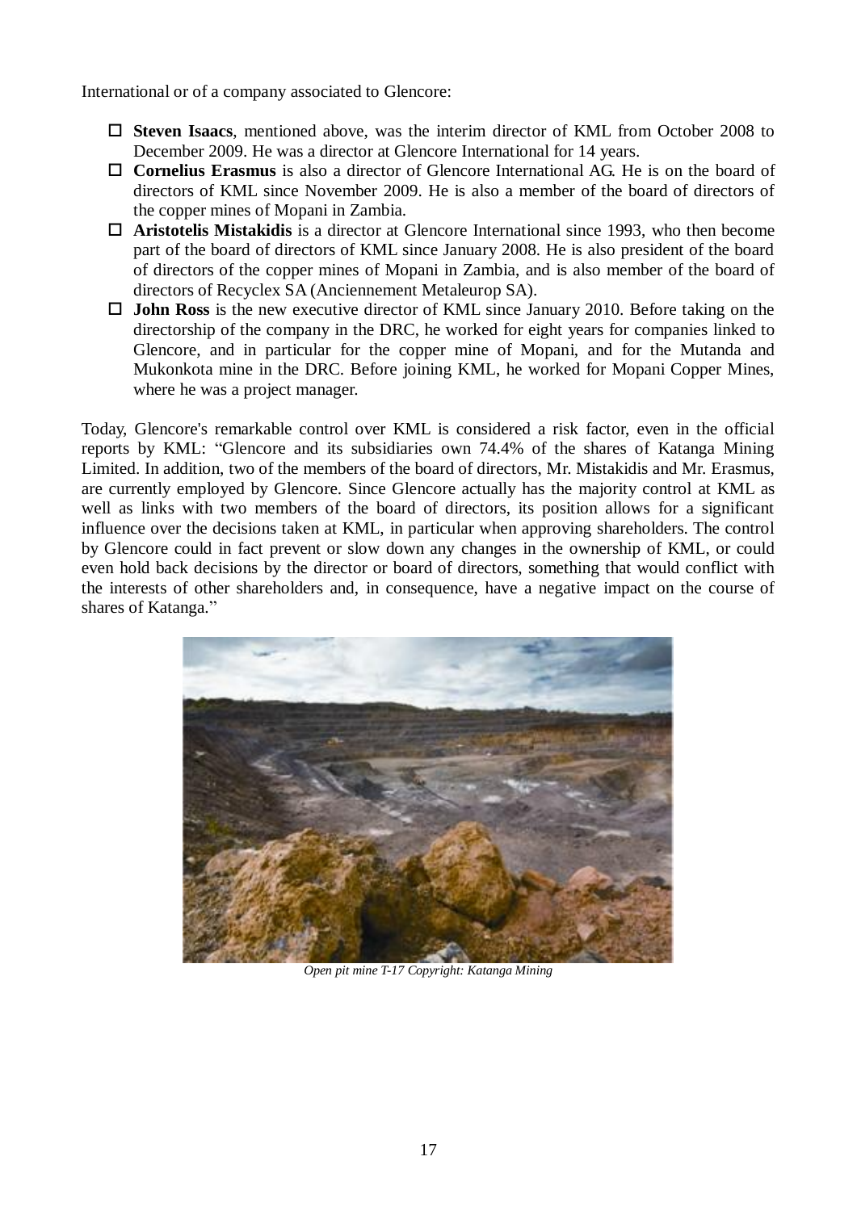International or of a company associated to Glencore:

- **Steven Isaacs**, mentioned above, was the interim director of KML from October 2008 to December 2009. He was a director at Glencore International for 14 years.
- **Cornelius Erasmus** is also a director of Glencore International AG. He is on the board of directors of KML since November 2009. He is also a member of the board of directors of the copper mines of Mopani in Zambia.
- **Aristotelis Mistakidis** is a director at Glencore International since 1993, who then become part of the board of directors of KML since January 2008. He is also president of the board of directors of the copper mines of Mopani in Zambia, and is also member of the board of directors of Recyclex SA (Anciennement Metaleurop SA).
- **John Ross** is the new executive director of KML since January 2010. Before taking on the directorship of the company in the DRC, he worked for eight years for companies linked to Glencore, and in particular for the copper mine of Mopani, and for the Mutanda and Mukonkota mine in the DRC. Before joining KML, he worked for Mopani Copper Mines, where he was a project manager.

Today, Glencore's remarkable control over KML is considered a risk factor, even in the official reports by KML: "Glencore and its subsidiaries own 74.4% of the shares of Katanga Mining Limited. In addition, two of the members of the board of directors, Mr. Mistakidis and Mr. Erasmus, are currently employed by Glencore. Since Glencore actually has the majority control at KML as well as links with two members of the board of directors, its position allows for a significant influence over the decisions taken at KML, in particular when approving shareholders. The control by Glencore could in fact prevent or slow down any changes in the ownership of KML, or could even hold back decisions by the director or board of directors, something that would conflict with the interests of other shareholders and, in consequence, have a negative impact on the course of shares of Katanga."

*Open pit mine T-17 Copyright: Katanga Mining*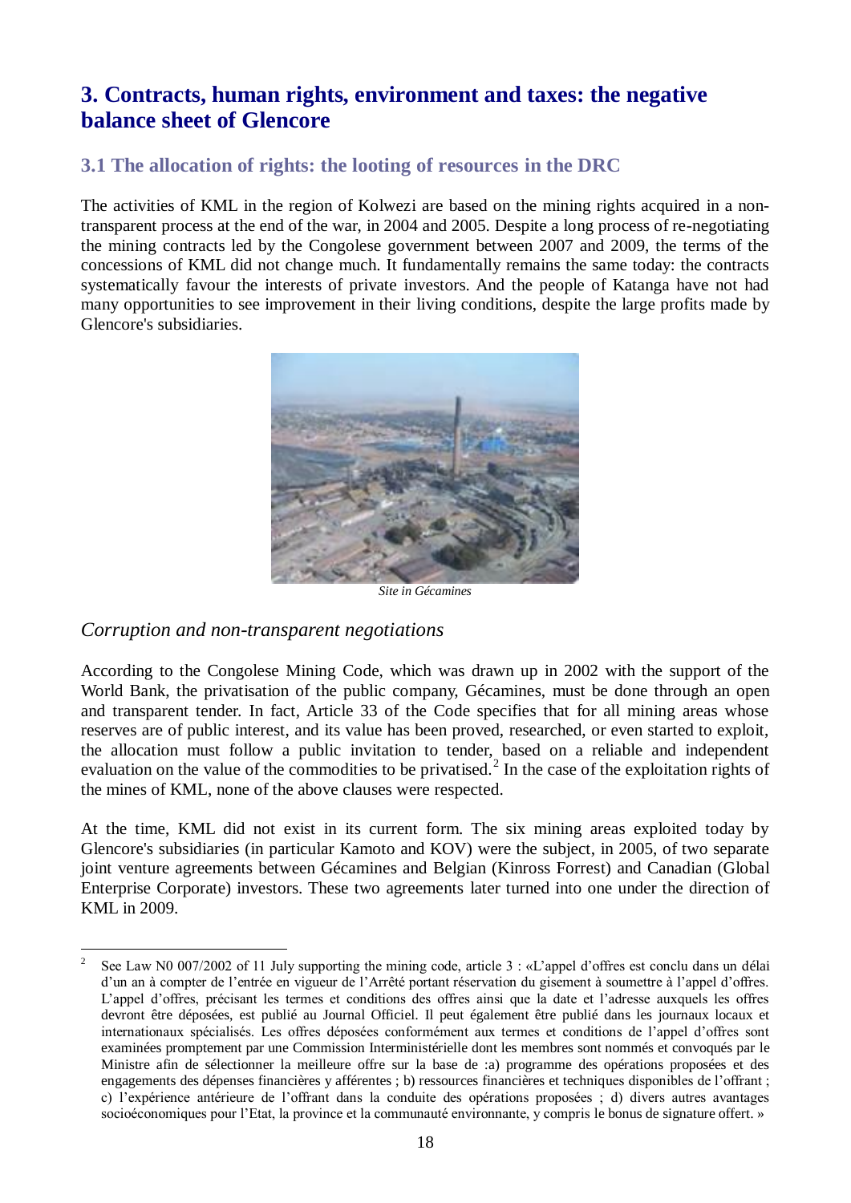## 3. Contracts, human rights, environment and taxes: the negative balance sheet of Glencore

### 3.1 The allocation of rights: the looting of resources in the DRC

The activities of KML in the region of Kolwezi are based on the mining rights acquired in a non-transparent process at the end of the war, in 2004 and 2005. Despite a long process of re-negotiating the mining contracts led by the Congolese government between 2007 and 2009, the terms of the concessions of KML did not change much. It fundamentally remains the same today: the contracts systematically favour the interests of private investors. And the people of Katanga have not had many opportunities to see improvement in their living conditions, despite the large profits made by Glencore's subsidiaries.

*Site in Gécamines*

#### *Corruption and non-transparent negotiations*

According to the Congolese Mining Code, which was drawn up in 2002 with the support of the World Bank, the privatisation of the public company, Gécamines, must be done through an open and transparent tender. In fact, Article 33 of the Code specifies that for all mining areas whose reserves are of public interest, and its value has been proved, researched, or even started to exploit, the allocation must follow a public invitation to tender, based on a reliable and independent evaluation on the value of the commodities to be privatised.[2] In the case of the exploitation rights of the mines of KML, none of the above clauses were respected.

At the time, KML did not exist in its current form. The six mining areas exploited today by Glencore's subsidiaries (in particular Kamoto and KOV) were the subject, in 2005, of two separate joint venture agreements between Gécamines and Belgian (Kinross Forrest) and Canadian (Global Enterprise Corporate) investors. These two agreements later turned into one under the direction of KML in 2009.

---

[2] See Law N0 007/2002 of 11 July supporting the mining code, article 3 : «L'appel d'offres est conclu dans un délai d'un an à compter de l'entrée en vigueur de l'Arrêté portant réservation du gisement à soumettre à l'appel d'offres. L'appel d'offres, précisant les termes et conditions des offres ainsi que la date et l'adresse auxquels les offres devront être déposées, est publié au Journal Officiel. Il peut également être publié dans les journaux locaux et internationaux spécialisés. Les offres déposées conformément aux termes et conditions de l'appel d'offres sont examinées promptement par une Commission Interministérielle dont les membres sont nommés et convoqués par le Ministre afin de sélectionner la meilleure offre sur la base de :a) programme des opérations proposées et des engagements des dépenses financières y afférentes ; b) ressources financières et techniques disponibles de l'offrant ; c) l'expérience antérieure de l'offrant dans la conduite des opérations proposées ; d) divers autres avantages socioéconomiques pour l'Etat, la province et la communauté environnante, y compris le bonus de signature offert. »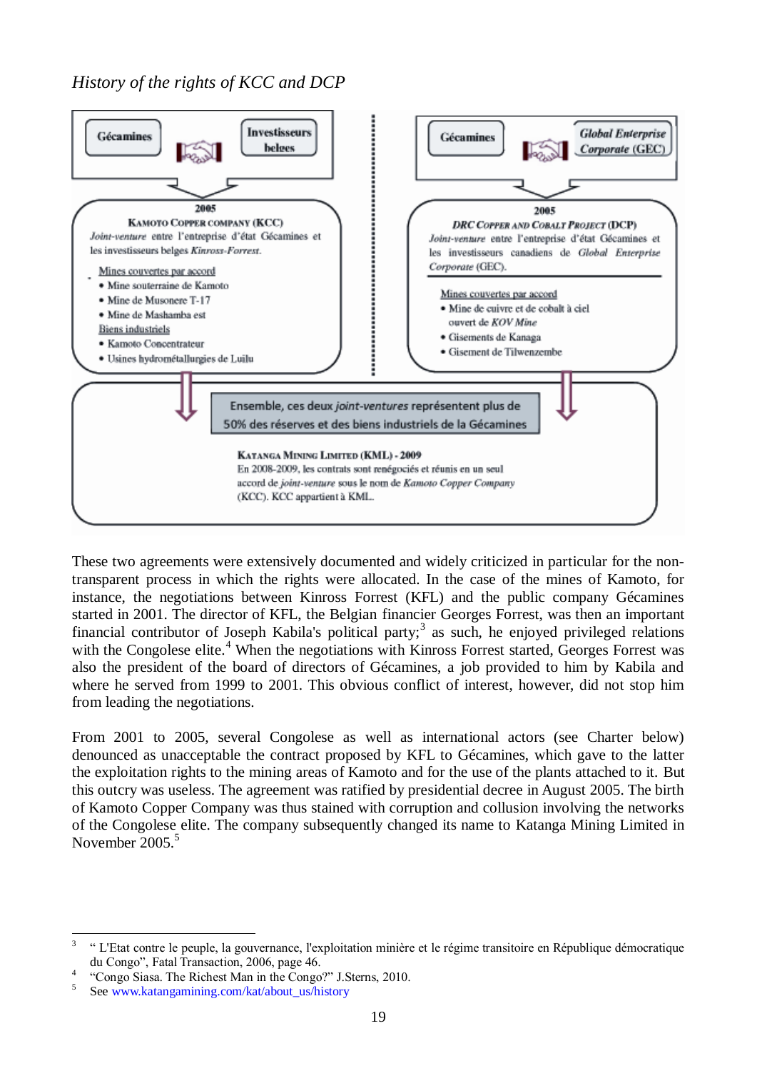*History of the rights of KCC and DCP*

**Gécamines** — **Investisseurs belges**

**2005**
**KAMOTO COPPER COMPANY (KCC)**
*Joint-venture* entre l'entreprise d'état Gécamines et les investisseurs belges *Kinross-Forrest*.

Mines couvertes par accord
- Mine souterraine de Kamoto
- Mine de Musonere T-17
- Mine de Mashamba est

Biens industriels
- Kamoto Concentrateur
- Usines hydrométallurgies de Luilu

**Gécamines** — ***Global Enterprise Corporate* (GEC)**

**2005**
***DRC COPPER AND COBALT PROJECT* (DCP)**
*Joint-venture* entre l'entreprise d'état Gécamines et les investisseurs canadiens de *Global Enterprise Corporate* (GEC).

Mines couvertes par accord
- Mine de cuivre et de cobalt à ciel ouvert de *KOV Mine*
- Gisements de Kanaga
- Gisement de Tilwenzembe

Ensemble, ces deux *joint-ventures* représentent plus de 50% des réserves et des biens industriels de la Gécamines

**KATANGA MINING LIMITED (KML) - 2009**
En 2008-2009, les contrats sont renégociés et réunis en un seul accord de *joint-venture* sous le nom de *Kamoto Copper Company* (KCC). KCC appartient à KML.

These two agreements were extensively documented and widely criticized in particular for the non-transparent process in which the rights were allocated. In the case of the mines of Kamoto, for instance, the negotiations between Kinross Forrest (KFL) and the public company Gécamines started in 2001. The director of KFL, the Belgian financier Georges Forrest, was then an important financial contributor of Joseph Kabila's political party;[3] as such, he enjoyed privileged relations with the Congolese elite.[4] When the negotiations with Kinross Forrest started, Georges Forrest was also the president of the board of directors of Gécamines, a job provided to him by Kabila and where he served from 1999 to 2001. This obvious conflict of interest, however, did not stop him from leading the negotiations.

From 2001 to 2005, several Congolese as well as international actors (see Charter below) denounced as unacceptable the contract proposed by KFL to Gécamines, which gave to the latter the exploitation rights to the mining areas of Kamoto and for the use of the plants attached to it. But this outcry was useless. The agreement was ratified by presidential decree in August 2005. The birth of Kamoto Copper Company was thus stained with corruption and collusion involving the networks of the Congolese elite. The company subsequently changed its name to Katanga Mining Limited in November 2005.[5]

---

[3] " L'Etat contre le peuple, la gouvernance, l'exploitation minière et le régime transitoire en République démocratique du Congo", Fatal Transaction, 2006, page 46.

[4] "Congo Siasa. The Richest Man in the Congo?" J.Sterns, 2010.

[5] See www.katangamining.com/kat/about_us/history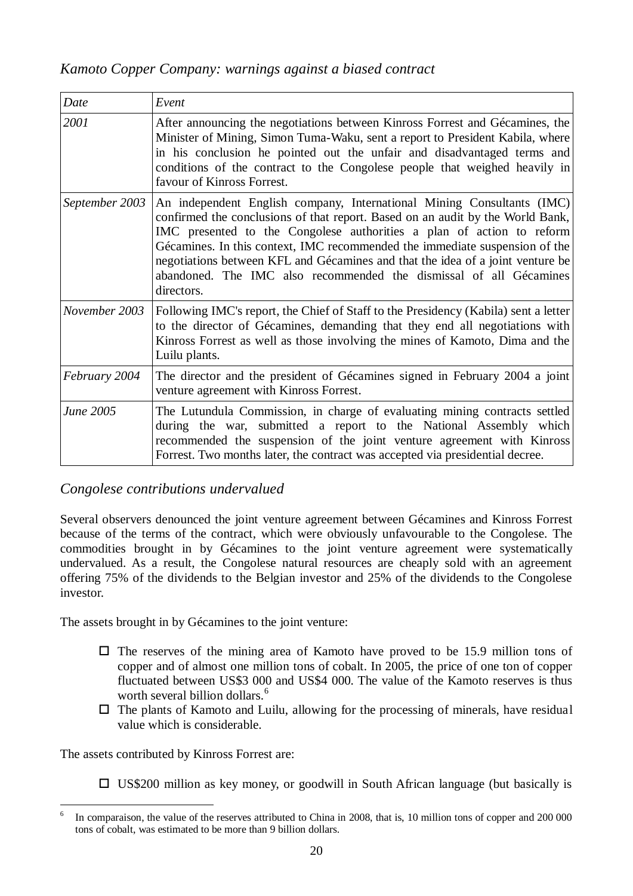### *Kamoto Copper Company: warnings against a biased contract*

| *Date* | *Event* |
|---|---|
| *2001* | After announcing the negotiations between Kinross Forrest and Gécamines, the Minister of Mining, Simon Tuma-Waku, sent a report to President Kabila, where in his conclusion he pointed out the unfair and disadvantaged terms and conditions of the contract to the Congolese people that weighed heavily in favour of Kinross Forrest. |
| *September 2003* | An independent English company, International Mining Consultants (IMC) confirmed the conclusions of that report. Based on an audit by the World Bank, IMC presented to the Congolese authorities a plan of action to reform Gécamines. In this context, IMC recommended the immediate suspension of the negotiations between KFL and Gécamines and that the idea of a joint venture be abandoned. The IMC also recommended the dismissal of all Gécamines directors. |
| *November 2003* | Following IMC's report, the Chief of Staff to the Presidency (Kabila) sent a letter to the director of Gécamines, demanding that they end all negotiations with Kinross Forrest as well as those involving the mines of Kamoto, Dima and the Luilu plants. |
| *February 2004* | The director and the president of Gécamines signed in February 2004 a joint venture agreement with Kinross Forrest. |
| *June 2005* | The Lutundula Commission, in charge of evaluating mining contracts settled during the war, submitted a report to the National Assembly which recommended the suspension of the joint venture agreement with Kinross Forrest. Two months later, the contract was accepted via presidential decree. |

### *Congolese contributions undervalued*

Several observers denounced the joint venture agreement between Gécamines and Kinross Forrest because of the terms of the contract, which were obviously unfavourable to the Congolese. The commodities brought in by Gécamines to the joint venture agreement were systematically undervalued. As a result, the Congolese natural resources are cheaply sold with an agreement offering 75% of the dividends to the Belgian investor and 25% of the dividends to the Congolese investor.

The assets brought in by Gécamines to the joint venture:

- The reserves of the mining area of Kamoto have proved to be 15.9 million tons of copper and of almost one million tons of cobalt. In 2005, the price of one ton of copper fluctuated between US$3 000 and US$4 000. The value of the Kamoto reserves is thus worth several billion dollars.[6]
- The plants of Kamoto and Luilu, allowing for the processing of minerals, have residual value which is considerable.

The assets contributed by Kinross Forrest are:

- US$200 million as key money, or goodwill in South African language (but basically is

[6] In comparaison, the value of the reserves attributed to China in 2008, that is, 10 million tons of copper and 200 000 tons of cobalt, was estimated to be more than 9 billion dollars.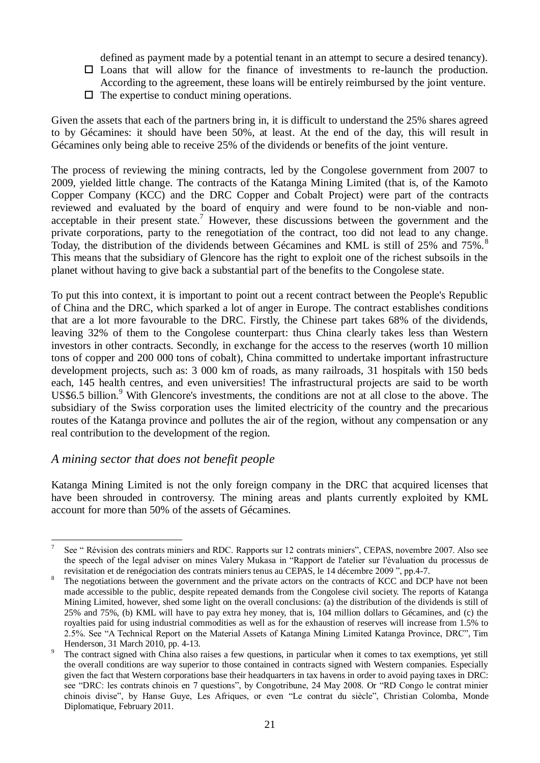defined as payment made by a potential tenant in an attempt to secure a desired tenancy).

- Loans that will allow for the finance of investments to re-launch the production. According to the agreement, these loans will be entirely reimbursed by the joint venture.
- The expertise to conduct mining operations.

Given the assets that each of the partners bring in, it is difficult to understand the 25% shares agreed to by Gécamines: it should have been 50%, at least. At the end of the day, this will result in Gécamines only being able to receive 25% of the dividends or benefits of the joint venture.

The process of reviewing the mining contracts, led by the Congolese government from 2007 to 2009, yielded little change. The contracts of the Katanga Mining Limited (that is, of the Kamoto Copper Company (KCC) and the DRC Copper and Cobalt Project) were part of the contracts reviewed and evaluated by the board of enquiry and were found to be non-viable and non-acceptable in their present state.[7] However, these discussions between the government and the private corporations, party to the renegotiation of the contract, too did not lead to any change. Today, the distribution of the dividends between Gécamines and KML is still of 25% and 75%.[8] This means that the subsidiary of Glencore has the right to exploit one of the richest subsoils in the planet without having to give back a substantial part of the benefits to the Congolese state.

To put this into context, it is important to point out a recent contract between the People's Republic of China and the DRC, which sparked a lot of anger in Europe. The contract establishes conditions that are a lot more favourable to the DRC. Firstly, the Chinese part takes 68% of the dividends, leaving 32% of them to the Congolese counterpart: thus China clearly takes less than Western investors in other contracts. Secondly, in exchange for the access to the reserves (worth 10 million tons of copper and 200 000 tons of cobalt), China committed to undertake important infrastructure development projects, such as: 3 000 km of roads, as many railroads, 31 hospitals with 150 beds each, 145 health centres, and even universities! The infrastructural projects are said to be worth US$6.5 billion.[9] With Glencore's investments, the conditions are not at all close to the above. The subsidiary of the Swiss corporation uses the limited electricity of the country and the precarious routes of the Katanga province and pollutes the air of the region, without any compensation or any real contribution to the development of the region.

### *A mining sector that does not benefit people*

Katanga Mining Limited is not the only foreign company in the DRC that acquired licenses that have been shrouded in controversy. The mining areas and plants currently exploited by KML account for more than 50% of the assets of Gécamines.

---

[7] See " Révision des contrats miniers and RDC. Rapports sur 12 contrats miniers", CEPAS, novembre 2007. Also see the speech of the legal adviser on mines Valery Mukasa in "Rapport de l'atelier sur l'évaluation du processus de revisitation et de renégociation des contrats miniers tenus au CEPAS, le 14 décembre 2009 ", pp.4-7.

[8] The negotiations between the government and the private actors on the contracts of KCC and DCP have not been made accessible to the public, despite repeated demands from the Congolese civil society. The reports of Katanga Mining Limited, however, shed some light on the overall conclusions: (a) the distribution of the dividends is still of 25% and 75%, (b) KML will have to pay extra hey money, that is, 104 million dollars to Gécamines, and (c) the royalties paid for using industrial commodities as well as for the exhaustion of reserves will increase from 1.5% to 2.5%. See "A Technical Report on the Material Assets of Katanga Mining Limited Katanga Province, DRC", Tim Henderson, 31 March 2010, pp. 4-13.

[9] The contract signed with China also raises a few questions, in particular when it comes to tax exemptions, yet still the overall conditions are way superior to those contained in contracts signed with Western companies. Especially given the fact that Western corporations base their headquarters in tax havens in order to avoid paying taxes in DRC: see "DRC: les contrats chinois en 7 questions", by Congotribune, 24 May 2008. Or "RD Congo le contrat minier chinois divise", by Hanse Guye, Les Afriques, or even "Le contrat du siècle", Christian Colomba, Monde Diplomatique, February 2011.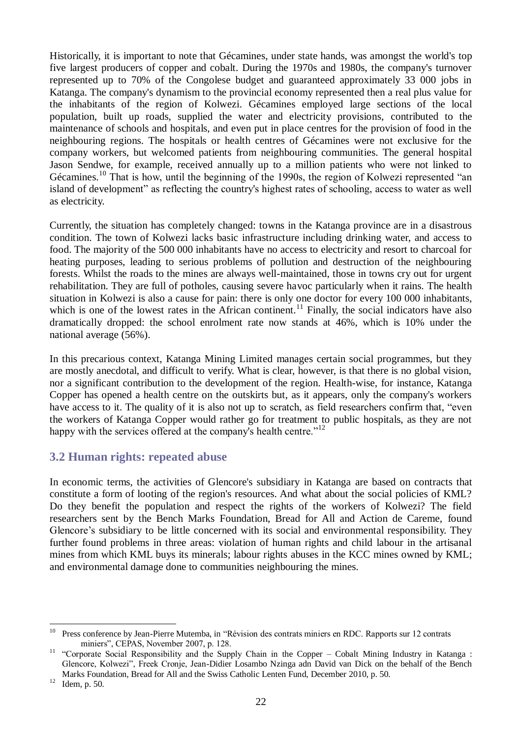Historically, it is important to note that Gécamines, under state hands, was amongst the world's top five largest producers of copper and cobalt. During the 1970s and 1980s, the company's turnover represented up to 70% of the Congolese budget and guaranteed approximately 33 000 jobs in Katanga. The company's dynamism to the provincial economy represented then a real plus value for the inhabitants of the region of Kolwezi. Gécamines employed large sections of the local population, built up roads, supplied the water and electricity provisions, contributed to the maintenance of schools and hospitals, and even put in place centres for the provision of food in the neighbouring regions. The hospitals or health centres of Gécamines were not exclusive for the company workers, but welcomed patients from neighbouring communities. The general hospital Jason Sendwe, for example, received annually up to a million patients who were not linked to Gécamines.[10] That is how, until the beginning of the 1990s, the region of Kolwezi represented "an island of development" as reflecting the country's highest rates of schooling, access to water as well as electricity.

Currently, the situation has completely changed: towns in the Katanga province are in a disastrous condition. The town of Kolwezi lacks basic infrastructure including drinking water, and access to food. The majority of the 500 000 inhabitants have no access to electricity and resort to charcoal for heating purposes, leading to serious problems of pollution and destruction of the neighbouring forests. Whilst the roads to the mines are always well-maintained, those in towns cry out for urgent rehabilitation. They are full of potholes, causing severe havoc particularly when it rains. The health situation in Kolwezi is also a cause for pain: there is only one doctor for every 100 000 inhabitants, which is one of the lowest rates in the African continent.[11] Finally, the social indicators have also dramatically dropped: the school enrolment rate now stands at 46%, which is 10% under the national average (56%).

In this precarious context, Katanga Mining Limited manages certain social programmes, but they are mostly anecdotal, and difficult to verify. What is clear, however, is that there is no global vision, nor a significant contribution to the development of the region. Health-wise, for instance, Katanga Copper has opened a health centre on the outskirts but, as it appears, only the company's workers have access to it. The quality of it is also not up to scratch, as field researchers confirm that, "even the workers of Katanga Copper would rather go for treatment to public hospitals, as they are not happy with the services offered at the company's health centre."[12]

### 3.2 Human rights: repeated abuse

In economic terms, the activities of Glencore's subsidiary in Katanga are based on contracts that constitute a form of looting of the region's resources. And what about the social policies of KML? Do they benefit the population and respect the rights of the workers of Kolwezi? The field researchers sent by the Bench Marks Foundation, Bread for All and Action de Careme, found Glencore's subsidiary to be little concerned with its social and environmental responsibility. They further found problems in three areas: violation of human rights and child labour in the artisanal mines from which KML buys its minerals; labour rights abuses in the KCC mines owned by KML; and environmental damage done to communities neighbouring the mines.

---

[10] Press conference by Jean-Pierre Mutemba, in "Révision des contrats miniers en RDC. Rapports sur 12 contrats miniers", CEPAS, November 2007, p. 128.

[11] "Corporate Social Responsibility and the Supply Chain in the Copper – Cobalt Mining Industry in Katanga : Glencore, Kolwezi", Freek Cronje, Jean-Didier Losambo Nzinga adn David van Dick on the behalf of the Bench Marks Foundation, Bread for All and the Swiss Catholic Lenten Fund, December 2010, p. 50.

[12] Idem, p. 50.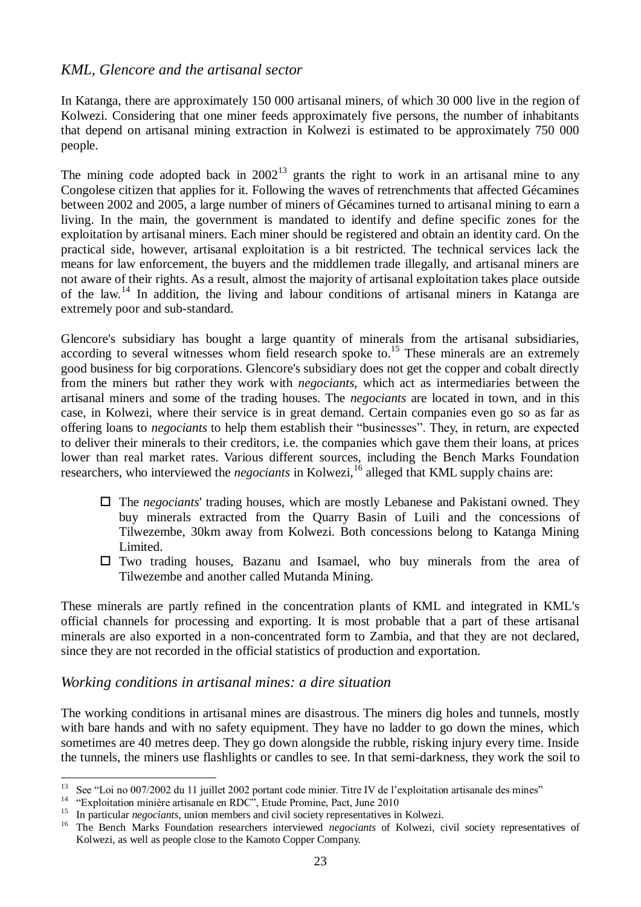### *KML, Glencore and the artisanal sector*

In Katanga, there are approximately 150 000 artisanal miners, of which 30 000 live in the region of Kolwezi. Considering that one miner feeds approximately five persons, the number of inhabitants that depend on artisanal mining extraction in Kolwezi is estimated to be approximately 750 000 people.

The mining code adopted back in 2002[13] grants the right to work in an artisanal mine to any Congolese citizen that applies for it. Following the waves of retrenchments that affected Gécamines between 2002 and 2005, a large number of miners of Gécamines turned to artisanal mining to earn a living. In the main, the government is mandated to identify and define specific zones for the exploitation by artisanal miners. Each miner should be registered and obtain an identity card. On the practical side, however, artisanal exploitation is a bit restricted. The technical services lack the means for law enforcement, the buyers and the middlemen trade illegally, and artisanal miners are not aware of their rights. As a result, almost the majority of artisanal exploitation takes place outside of the law.[14] In addition, the living and labour conditions of artisanal miners in Katanga are extremely poor and sub-standard.

Glencore's subsidiary has bought a large quantity of minerals from the artisanal subsidiaries, according to several witnesses whom field research spoke to.[15] These minerals are an extremely good business for big corporations. Glencore's subsidiary does not get the copper and cobalt directly from the miners but rather they work with *negociants*, which act as intermediaries between the artisanal miners and some of the trading houses. The *negociants* are located in town, and in this case, in Kolwezi, where their service is in great demand. Certain companies even go so as far as offering loans to *negociants* to help them establish their "businesses". They, in return, are expected to deliver their minerals to their creditors, i.e. the companies which gave them their loans, at prices lower than real market rates. Various different sources, including the Bench Marks Foundation researchers, who interviewed the *negociants* in Kolwezi,[16] alleged that KML supply chains are:

- The *negociants*' trading houses, which are mostly Lebanese and Pakistani owned. They buy minerals extracted from the Quarry Basin of Luili and the concessions of Tilwezembe, 30km away from Kolwezi. Both concessions belong to Katanga Mining Limited.
- Two trading houses, Bazanu and Isamael, who buy minerals from the area of Tilwezembe and another called Mutanda Mining.

These minerals are partly refined in the concentration plants of KML and integrated in KML's official channels for processing and exporting. It is most probable that a part of these artisanal minerals are also exported in a non-concentrated form to Zambia, and that they are not declared, since they are not recorded in the official statistics of production and exportation.

### *Working conditions in artisanal mines: a dire situation*

The working conditions in artisanal mines are disastrous. The miners dig holes and tunnels, mostly with bare hands and with no safety equipment. They have no ladder to go down the mines, which sometimes are 40 metres deep. They go down alongside the rubble, risking injury every time. Inside the tunnels, the miners use flashlights or candles to see. In that semi-darkness, they work the soil to

---

[13] See "Loi no 007/2002 du 11 juillet 2002 portant code minier. Titre IV de l'exploitation artisanale des mines"

[14] "Exploitation minière artisanale en RDC", Etude Promine, Pact, June 2010

[15] In particular *negociants*, union members and civil society representatives in Kolwezi.

[16] The Bench Marks Foundation researchers interviewed *negociants* of Kolwezi, civil society representatives of Kolwezi, as well as people close to the Kamoto Copper Company.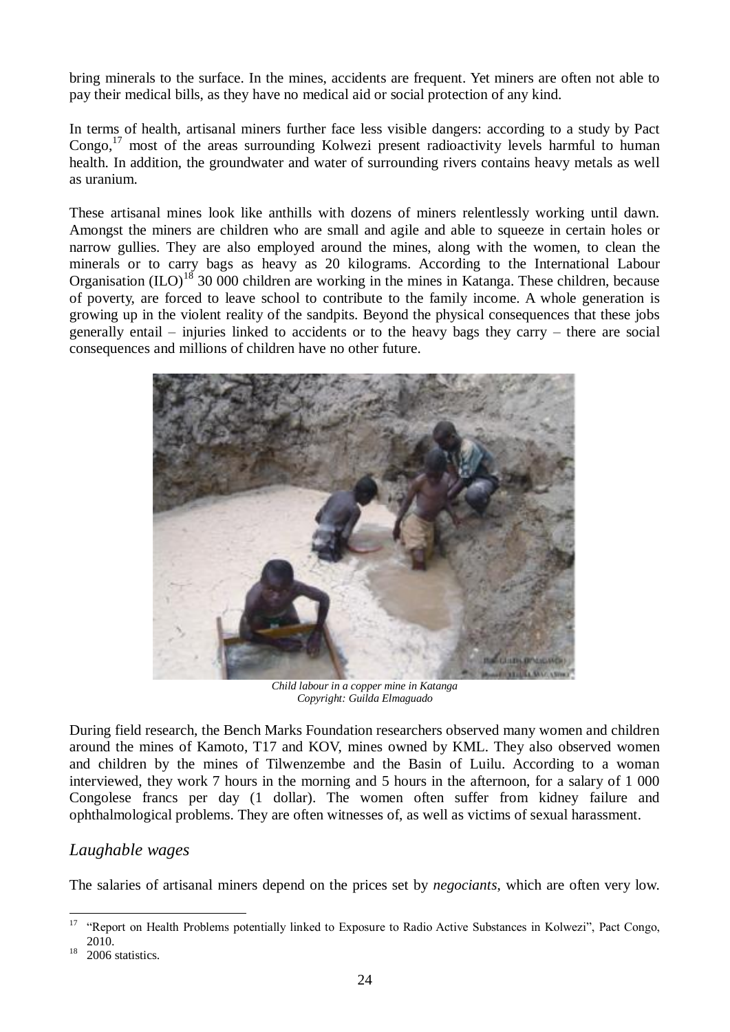bring minerals to the surface. In the mines, accidents are frequent. Yet miners are often not able to pay their medical bills, as they have no medical aid or social protection of any kind.

In terms of health, artisanal miners further face less visible dangers: according to a study by Pact Congo,[17] most of the areas surrounding Kolwezi present radioactivity levels harmful to human health. In addition, the groundwater and water of surrounding rivers contains heavy metals as well as uranium.

These artisanal mines look like anthills with dozens of miners relentlessly working until dawn. Amongst the miners are children who are small and agile and able to squeeze in certain holes or narrow gullies. They are also employed around the mines, along with the women, to clean the minerals or to carry bags as heavy as 20 kilograms. According to the International Labour Organisation (ILO)[18] 30 000 children are working in the mines in Katanga. These children, because of poverty, are forced to leave school to contribute to the family income. A whole generation is growing up in the violent reality of the sandpits. Beyond the physical consequences that these jobs generally entail – injuries linked to accidents or to the heavy bags they carry – there are social consequences and millions of children have no other future.

*Child labour in a copper mine in Katanga*
*Copyright: Guilda Elmaguado*

During field research, the Bench Marks Foundation researchers observed many women and children around the mines of Kamoto, T17 and KOV, mines owned by KML. They also observed women and children by the mines of Tilwenzembe and the Basin of Luilu. According to a woman interviewed, they work 7 hours in the morning and 5 hours in the afternoon, for a salary of 1 000 Congolese francs per day (1 dollar). The women often suffer from kidney failure and ophthalmological problems. They are often witnesses of, as well as victims of sexual harassment.

## *Laughable wages*

The salaries of artisanal miners depend on the prices set by *negociants*, which are often very low.

---

[17] "Report on Health Problems potentially linked to Exposure to Radio Active Substances in Kolwezi", Pact Congo, 2010.

[18] 2006 statistics.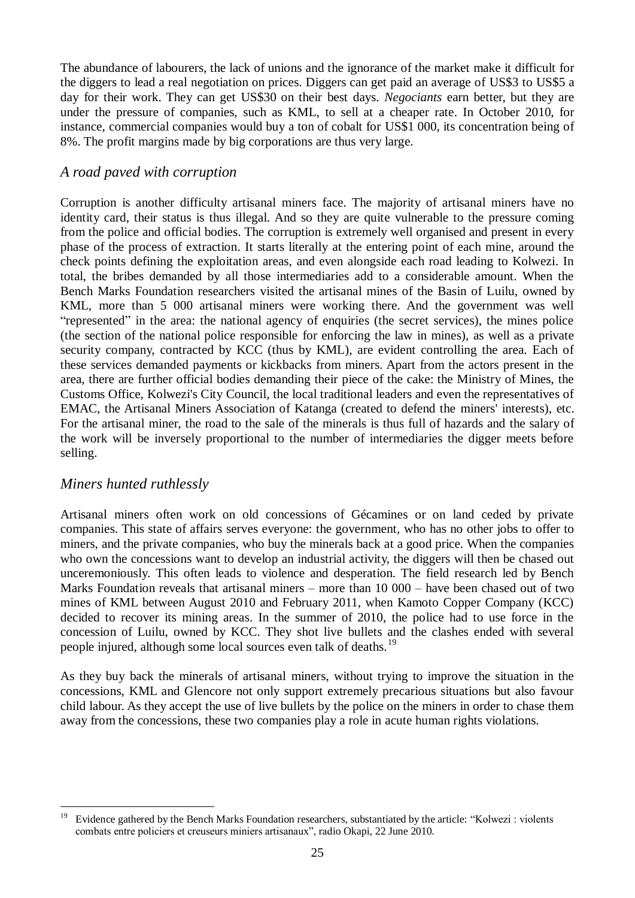The abundance of labourers, the lack of unions and the ignorance of the market make it difficult for the diggers to lead a real negotiation on prices. Diggers can get paid an average of US$3 to US$5 a day for their work. They can get US$30 on their best days. *Negociants* earn better, but they are under the pressure of companies, such as KML, to sell at a cheaper rate. In October 2010, for instance, commercial companies would buy a ton of cobalt for US$1 000, its concentration being of 8%. The profit margins made by big corporations are thus very large.

## *A road paved with corruption*

Corruption is another difficulty artisanal miners face. The majority of artisanal miners have no identity card, their status is thus illegal. And so they are quite vulnerable to the pressure coming from the police and official bodies. The corruption is extremely well organised and present in every phase of the process of extraction. It starts literally at the entering point of each mine, around the check points defining the exploitation areas, and even alongside each road leading to Kolwezi. In total, the bribes demanded by all those intermediaries add to a considerable amount. When the Bench Marks Foundation researchers visited the artisanal mines of the Basin of Luilu, owned by KML, more than 5 000 artisanal miners were working there. And the government was well "represented" in the area: the national agency of enquiries (the secret services), the mines police (the section of the national police responsible for enforcing the law in mines), as well as a private security company, contracted by KCC (thus by KML), are evident controlling the area. Each of these services demanded payments or kickbacks from miners. Apart from the actors present in the area, there are further official bodies demanding their piece of the cake: the Ministry of Mines, the Customs Office, Kolwezi's City Council, the local traditional leaders and even the representatives of EMAC, the Artisanal Miners Association of Katanga (created to defend the miners' interests), etc. For the artisanal miner, the road to the sale of the minerals is thus full of hazards and the salary of the work will be inversely proportional to the number of intermediaries the digger meets before selling.

## *Miners hunted ruthlessly*

Artisanal miners often work on old concessions of Gécamines or on land ceded by private companies. This state of affairs serves everyone: the government, who has no other jobs to offer to miners, and the private companies, who buy the minerals back at a good price. When the companies who own the concessions want to develop an industrial activity, the diggers will then be chased out unceremoniously. This often leads to violence and desperation. The field research led by Bench Marks Foundation reveals that artisanal miners – more than 10 000 – have been chased out of two mines of KML between August 2010 and February 2011, when Kamoto Copper Company (KCC) decided to recover its mining areas. In the summer of 2010, the police had to use force in the concession of Luilu, owned by KCC. They shot live bullets and the clashes ended with several people injured, although some local sources even talk of deaths.[19]

As they buy back the minerals of artisanal miners, without trying to improve the situation in the concessions, KML and Glencore not only support extremely precarious situations but also favour child labour. As they accept the use of live bullets by the police on the miners in order to chase them away from the concessions, these two companies play a role in acute human rights violations.

---

[19] Evidence gathered by the Bench Marks Foundation researchers, substantiated by the article: "Kolwezi : violents combats entre policiers et creuseurs miniers artisanaux", radio Okapi, 22 June 2010.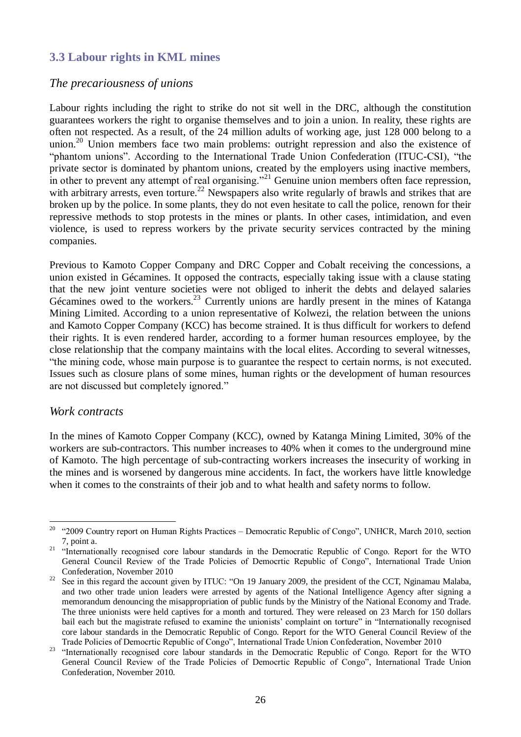### 3.3 Labour rights in KML mines

#### *The precariousness of unions*

Labour rights including the right to strike do not sit well in the DRC, although the constitution guarantees workers the right to organise themselves and to join a union. In reality, these rights are often not respected. As a result, of the 24 million adults of working age, just 128 000 belong to a union.[20] Union members face two main problems: outright repression and also the existence of "phantom unions". According to the International Trade Union Confederation (ITUC-CSI), "the private sector is dominated by phantom unions, created by the employers using inactive members, in other to prevent any attempt of real organising."[21] Genuine union members often face repression, with arbitrary arrests, even torture.[22] Newspapers also write regularly of brawls and strikes that are broken up by the police. In some plants, they do not even hesitate to call the police, renown for their repressive methods to stop protests in the mines or plants. In other cases, intimidation, and even violence, is used to repress workers by the private security services contracted by the mining companies.

Previous to Kamoto Copper Company and DRC Copper and Cobalt receiving the concessions, a union existed in Gécamines. It opposed the contracts, especially taking issue with a clause stating that the new joint venture societies were not obliged to inherit the debts and delayed salaries Gécamines owed to the workers.[23] Currently unions are hardly present in the mines of Katanga Mining Limited. According to a union representative of Kolwezi, the relation between the unions and Kamoto Copper Company (KCC) has become strained. It is thus difficult for workers to defend their rights. It is even rendered harder, according to a former human resources employee, by the close relationship that the company maintains with the local elites. According to several witnesses, "the mining code, whose main purpose is to guarantee the respect to certain norms, is not executed. Issues such as closure plans of some mines, human rights or the development of human resources are not discussed but completely ignored."

#### *Work contracts*

In the mines of Kamoto Copper Company (KCC), owned by Katanga Mining Limited, 30% of the workers are sub-contractors. This number increases to 40% when it comes to the underground mine of Kamoto. The high percentage of sub-contracting workers increases the insecurity of working in the mines and is worsened by dangerous mine accidents. In fact, the workers have little knowledge when it comes to the constraints of their job and to what health and safety norms to follow.

---

[20] "2009 Country report on Human Rights Practices – Democratic Republic of Congo", UNHCR, March 2010, section 7, point a.

[21] "Internationally recognised core labour standards in the Democratic Republic of Congo. Report for the WTO General Council Review of the Trade Policies of Democrtic Republic of Congo", International Trade Union Confederation, November 2010

[22] See in this regard the account given by ITUC: "On 19 January 2009, the president of the CCT, Nginamau Malaba, and two other trade union leaders were arrested by agents of the National Intelligence Agency after signing a memorandum denouncing the misappropriation of public funds by the Ministry of the National Economy and Trade. The three unionists were held captives for a month and tortured. They were released on 23 March for 150 dollars bail each but the magistrate refused to examine the unionists' complaint on torture" in "Internationally recognised core labour standards in the Democratic Republic of Congo. Report for the WTO General Council Review of the Trade Policies of Democrtic Republic of Congo", International Trade Union Confederation, November 2010

[23] "Internationally recognised core labour standards in the Democratic Republic of Congo. Report for the WTO General Council Review of the Trade Policies of Democrtic Republic of Congo", International Trade Union Confederation, November 2010.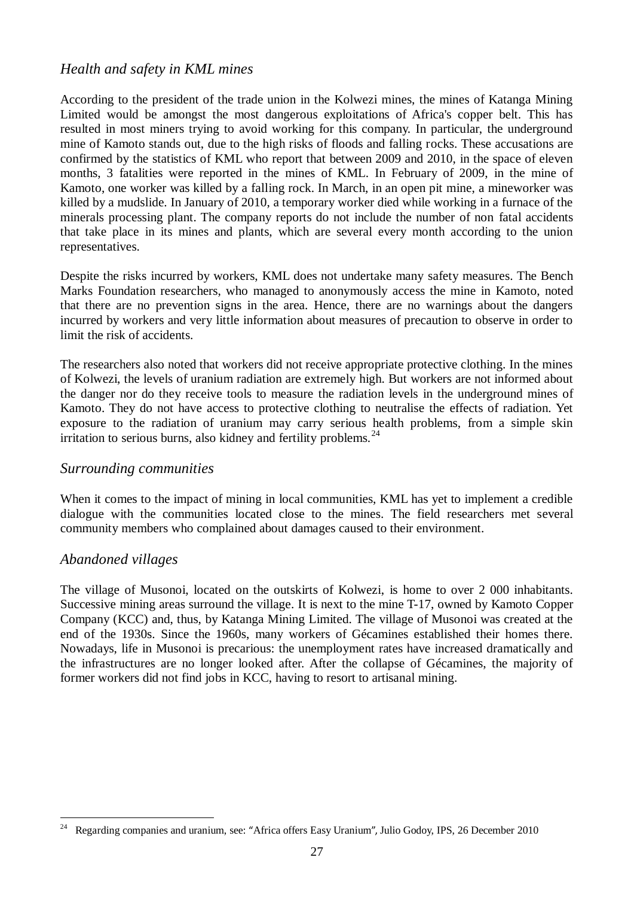### *Health and safety in KML mines*

According to the president of the trade union in the Kolwezi mines, the mines of Katanga Mining Limited would be amongst the most dangerous exploitations of Africa's copper belt. This has resulted in most miners trying to avoid working for this company. In particular, the underground mine of Kamoto stands out, due to the high risks of floods and falling rocks. These accusations are confirmed by the statistics of KML who report that between 2009 and 2010, in the space of eleven months, 3 fatalities were reported in the mines of KML. In February of 2009, in the mine of Kamoto, one worker was killed by a falling rock. In March, in an open pit mine, a mineworker was killed by a mudslide. In January of 2010, a temporary worker died while working in a furnace of the minerals processing plant. The company reports do not include the number of non fatal accidents that take place in its mines and plants, which are several every month according to the union representatives.

Despite the risks incurred by workers, KML does not undertake many safety measures. The Bench Marks Foundation researchers, who managed to anonymously access the mine in Kamoto, noted that there are no prevention signs in the area. Hence, there are no warnings about the dangers incurred by workers and very little information about measures of precaution to observe in order to limit the risk of accidents.

The researchers also noted that workers did not receive appropriate protective clothing. In the mines of Kolwezi, the levels of uranium radiation are extremely high. But workers are not informed about the danger nor do they receive tools to measure the radiation levels in the underground mines of Kamoto. They do not have access to protective clothing to neutralise the effects of radiation. Yet exposure to the radiation of uranium may carry serious health problems, from a simple skin irritation to serious burns, also kidney and fertility problems.[24]

### *Surrounding communities*

When it comes to the impact of mining in local communities, KML has yet to implement a credible dialogue with the communities located close to the mines. The field researchers met several community members who complained about damages caused to their environment.

### *Abandoned villages*

The village of Musonoi, located on the outskirts of Kolwezi, is home to over 2 000 inhabitants. Successive mining areas surround the village. It is next to the mine T-17, owned by Kamoto Copper Company (KCC) and, thus, by Katanga Mining Limited. The village of Musonoi was created at the end of the 1930s. Since the 1960s, many workers of Gécamines established their homes there. Nowadays, life in Musonoi is precarious: the unemployment rates have increased dramatically and the infrastructures are no longer looked after. After the collapse of Gécamines, the majority of former workers did not find jobs in KCC, having to resort to artisanal mining.

---

[24] Regarding companies and uranium, see: "Africa offers Easy Uranium", Julio Godoy, IPS, 26 December 2010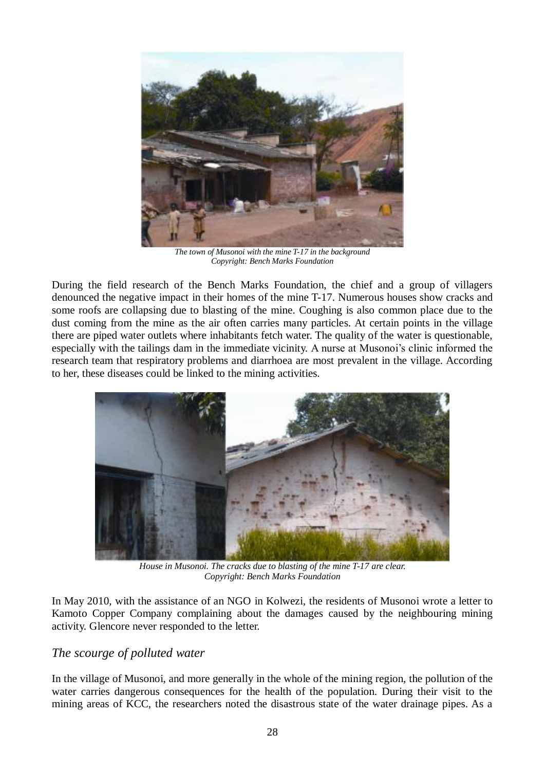*The town of Musonoi with the mine T-17 in the background*
*Copyright: Bench Marks Foundation*

During the field research of the Bench Marks Foundation, the chief and a group of villagers denounced the negative impact in their homes of the mine T-17. Numerous houses show cracks and some roofs are collapsing due to blasting of the mine. Coughing is also common place due to the dust coming from the mine as the air often carries many particles. At certain points in the village there are piped water outlets where inhabitants fetch water. The quality of the water is questionable, especially with the tailings dam in the immediate vicinity. A nurse at Musonoi's clinic informed the research team that respiratory problems and diarrhoea are most prevalent in the village. According to her, these diseases could be linked to the mining activities.

*House in Musonoi. The cracks due to blasting of the mine T-17 are clear.*
*Copyright: Bench Marks Foundation*

In May 2010, with the assistance of an NGO in Kolwezi, the residents of Musonoi wrote a letter to Kamoto Copper Company complaining about the damages caused by the neighbouring mining activity. Glencore never responded to the letter.

## *The scourge of polluted water*

In the village of Musonoi, and more generally in the whole of the mining region, the pollution of the water carries dangerous consequences for the health of the population. During their visit to the mining areas of KCC, the researchers noted the disastrous state of the water drainage pipes. As a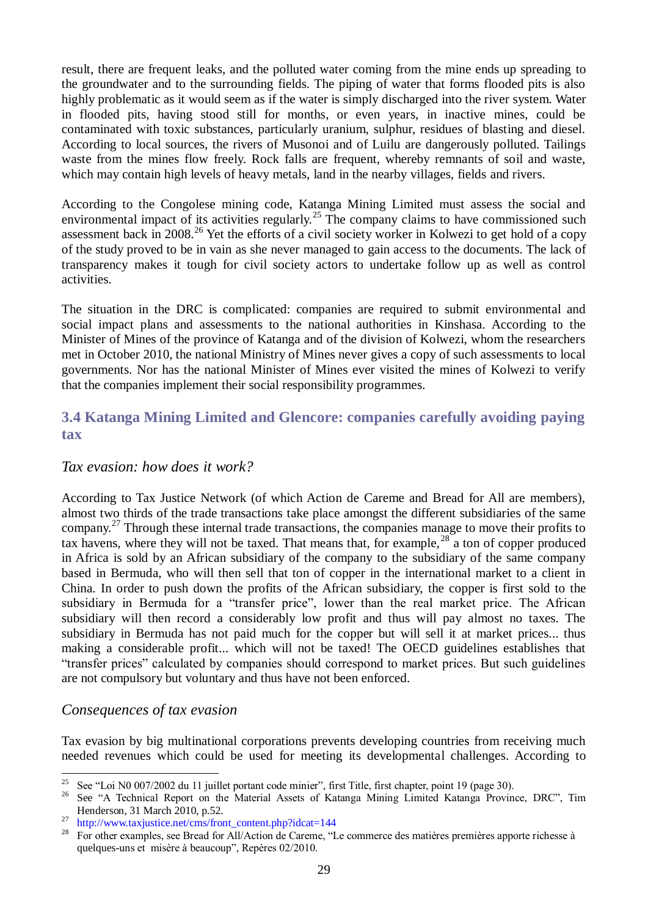result, there are frequent leaks, and the polluted water coming from the mine ends up spreading to the groundwater and to the surrounding fields. The piping of water that forms flooded pits is also highly problematic as it would seem as if the water is simply discharged into the river system. Water in flooded pits, having stood still for months, or even years, in inactive mines, could be contaminated with toxic substances, particularly uranium, sulphur, residues of blasting and diesel. According to local sources, the rivers of Musonoi and of Luilu are dangerously polluted. Tailings waste from the mines flow freely. Rock falls are frequent, whereby remnants of soil and waste, which may contain high levels of heavy metals, land in the nearby villages, fields and rivers.

According to the Congolese mining code, Katanga Mining Limited must assess the social and environmental impact of its activities regularly.[25] The company claims to have commissioned such assessment back in 2008.[26] Yet the efforts of a civil society worker in Kolwezi to get hold of a copy of the study proved to be in vain as she never managed to gain access to the documents. The lack of transparency makes it tough for civil society actors to undertake follow up as well as control activities.

The situation in the DRC is complicated: companies are required to submit environmental and social impact plans and assessments to the national authorities in Kinshasa. According to the Minister of Mines of the province of Katanga and of the division of Kolwezi, whom the researchers met in October 2010, the national Ministry of Mines never gives a copy of such assessments to local governments. Nor has the national Minister of Mines ever visited the mines of Kolwezi to verify that the companies implement their social responsibility programmes.

## 3.4 Katanga Mining Limited and Glencore: companies carefully avoiding paying tax

### *Tax evasion: how does it work?*

According to Tax Justice Network (of which Action de Careme and Bread for All are members), almost two thirds of the trade transactions take place amongst the different subsidiaries of the same company.[27] Through these internal trade transactions, the companies manage to move their profits to tax havens, where they will not be taxed. That means that, for example,[28] a ton of copper produced in Africa is sold by an African subsidiary of the company to the subsidiary of the same company based in Bermuda, who will then sell that ton of copper in the international market to a client in China. In order to push down the profits of the African subsidiary, the copper is first sold to the subsidiary in Bermuda for a "transfer price", lower than the real market price. The African subsidiary will then record a considerably low profit and thus will pay almost no taxes. The subsidiary in Bermuda has not paid much for the copper but will sell it at market prices... thus making a considerable profit... which will not be taxed! The OECD guidelines establishes that "transfer prices" calculated by companies should correspond to market prices. But such guidelines are not compulsory but voluntary and thus have not been enforced.

### *Consequences of tax evasion*

Tax evasion by big multinational corporations prevents developing countries from receiving much needed revenues which could be used for meeting its developmental challenges. According to

---

[25] See "Loi N0 007/2002 du 11 juillet portant code minier", first Title, first chapter, point 19 (page 30).

[26] See "A Technical Report on the Material Assets of Katanga Mining Limited Katanga Province, DRC", Tim Henderson, 31 March 2010, p.52.

[27] http://www.taxjustice.net/cms/front_content.php?idcat=144

[28] For other examples, see Bread for All/Action de Careme, "Le commerce des matières premières apporte richesse à quelques-uns et misère à beaucoup", Repères 02/2010.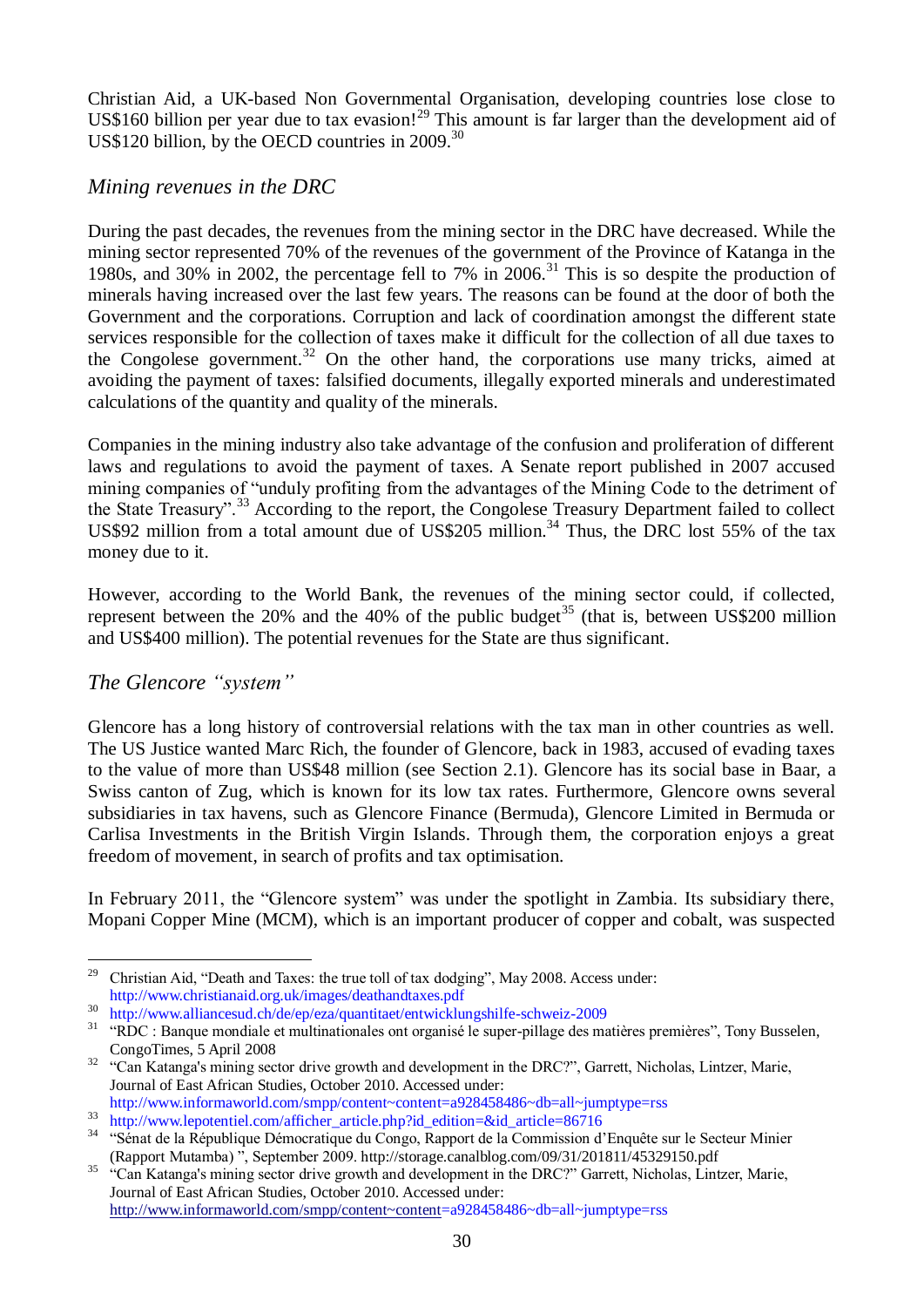Christian Aid, a UK-based Non Governmental Organisation, developing countries lose close to US$160 billion per year due to tax evasion![29] This amount is far larger than the development aid of US$120 billion, by the OECD countries in 2009.[30]

### *Mining revenues in the DRC*

During the past decades, the revenues from the mining sector in the DRC have decreased. While the mining sector represented 70% of the revenues of the government of the Province of Katanga in the 1980s, and 30% in 2002, the percentage fell to 7% in 2006.[31] This is so despite the production of minerals having increased over the last few years. The reasons can be found at the door of both the Government and the corporations. Corruption and lack of coordination amongst the different state services responsible for the collection of taxes make it difficult for the collection of all due taxes to the Congolese government.[32] On the other hand, the corporations use many tricks, aimed at avoiding the payment of taxes: falsified documents, illegally exported minerals and underestimated calculations of the quantity and quality of the minerals.

Companies in the mining industry also take advantage of the confusion and proliferation of different laws and regulations to avoid the payment of taxes. A Senate report published in 2007 accused mining companies of "unduly profiting from the advantages of the Mining Code to the detriment of the State Treasury".[33] According to the report, the Congolese Treasury Department failed to collect US$92 million from a total amount due of US$205 million.[34] Thus, the DRC lost 55% of the tax money due to it.

However, according to the World Bank, the revenues of the mining sector could, if collected, represent between the 20% and the 40% of the public budget[35] (that is, between US$200 million and US$400 million). The potential revenues for the State are thus significant.

### *The Glencore "system"*

Glencore has a long history of controversial relations with the tax man in other countries as well. The US Justice wanted Marc Rich, the founder of Glencore, back in 1983, accused of evading taxes to the value of more than US$48 million (see Section 2.1). Glencore has its social base in Baar, a Swiss canton of Zug, which is known for its low tax rates. Furthermore, Glencore owns several subsidiaries in tax havens, such as Glencore Finance (Bermuda), Glencore Limited in Bermuda or Carlisa Investments in the British Virgin Islands. Through them, the corporation enjoys a great freedom of movement, in search of profits and tax optimisation.

In February 2011, the "Glencore system" was under the spotlight in Zambia. Its subsidiary there, Mopani Copper Mine (MCM), which is an important producer of copper and cobalt, was suspected

---

[29] Christian Aid, "Death and Taxes: the true toll of tax dodging", May 2008. Access under: http://www.christianaid.org.uk/images/deathandtaxes.pdf

[30] http://www.alliancesud.ch/de/ep/eza/quantitaet/entwicklungshilfe-schweiz-2009

[31] "RDC : Banque mondiale et multinationales ont organisé le super-pillage des matières premières", Tony Busselen, CongoTimes, 5 April 2008

[32] "Can Katanga's mining sector drive growth and development in the DRC?", Garrett, Nicholas, Lintzer, Marie, Journal of East African Studies, October 2010. Accessed under: http://www.informaworld.com/smpp/content~content=a928458486~db=all~jumptype=rss

[33] http://www.lepotentiel.com/afficher_article.php?id_edition=&id_article=86716

[34] "Sénat de la République Démocratique du Congo, Rapport de la Commission d'Enquête sur le Secteur Minier (Rapport Mutamba) ", September 2009. http://storage.canalblog.com/09/31/201811/45329150.pdf

[35] "Can Katanga's mining sector drive growth and development in the DRC?" Garrett, Nicholas, Lintzer, Marie, Journal of East African Studies, October 2010. Accessed under: http://www.informaworld.com/smpp/content~content=a928458486~db=all~jumptype=rss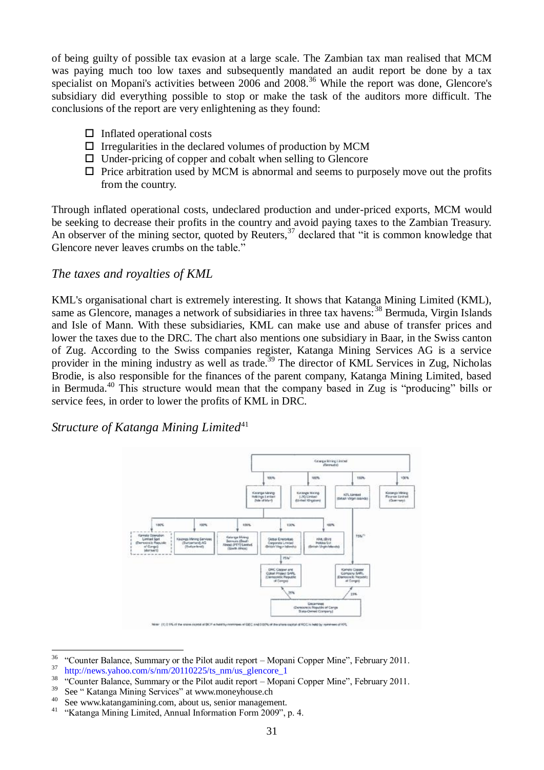of being guilty of possible tax evasion at a large scale. The Zambian tax man realised that MCM was paying much too low taxes and subsequently mandated an audit report be done by a tax specialist on Mopani's activities between 2006 and 2008.[36] While the report was done, Glencore's subsidiary did everything possible to stop or make the task of the auditors more difficult. The conclusions of the report are very enlightening as they found:

- Inflated operational costs
- Irregularities in the declared volumes of production by MCM
- Under-pricing of copper and cobalt when selling to Glencore
- Price arbitration used by MCM is abnormal and seems to purposely move out the profits from the country.

Through inflated operational costs, undeclared production and under-priced exports, MCM would be seeking to decrease their profits in the country and avoid paying taxes to the Zambian Treasury. An observer of the mining sector, quoted by Reuters,[37] declared that "it is common knowledge that Glencore never leaves crumbs on the table."

### *The taxes and royalties of KML*

KML's organisational chart is extremely interesting. It shows that Katanga Mining Limited (KML), same as Glencore, manages a network of subsidiaries in three tax havens:[38] Bermuda, Virgin Islands and Isle of Mann. With these subsidiaries, KML can make use and abuse of transfer prices and lower the taxes due to the DRC. The chart also mentions one subsidiary in Baar, in the Swiss canton of Zug. According to the Swiss companies register, Katanga Mining Services AG is a service provider in the mining industry as well as trade.[39] The director of KML Services in Zug, Nicholas Brodie, is also responsible for the finances of the parent company, Katanga Mining Limited, based in Bermuda.[40] This structure would mean that the company based in Zug is "producing" bills or service fees, in order to lower the profits of KML in DRC.

### *Structure of Katanga Mining Limited*[41]

[36] "Counter Balance, Summary or the Pilot audit report – Mopani Copper Mine", February 2011.
[37] http://news.yahoo.com/s/nm/20110225/ts_nm/us_glencore_1
[38] "Counter Balance, Summary or the Pilot audit report – Mopani Copper Mine", February 2011.
[39] See " Katanga Mining Services" at www.moneyhouse.ch
[40] See www.katangamining.com, about us, senior management.
[41] "Katanga Mining Limited, Annual Information Form 2009", p. 4.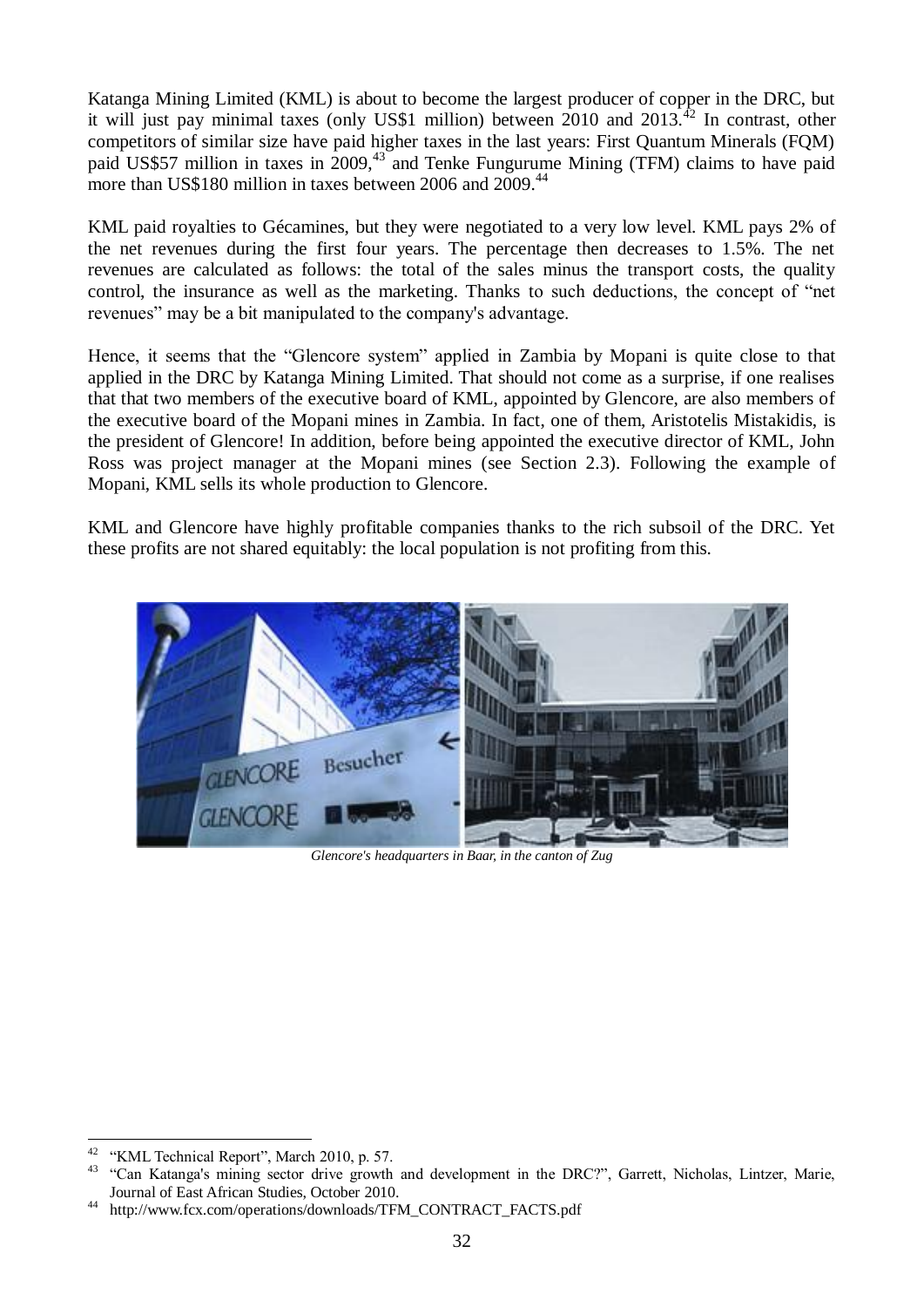Katanga Mining Limited (KML) is about to become the largest producer of copper in the DRC, but it will just pay minimal taxes (only US$1 million) between 2010 and 2013.[42] In contrast, other competitors of similar size have paid higher taxes in the last years: First Quantum Minerals (FQM) paid US$57 million in taxes in 2009,[43] and Tenke Fungurume Mining (TFM) claims to have paid more than US$180 million in taxes between 2006 and 2009.[44]

KML paid royalties to Gécamines, but they were negotiated to a very low level. KML pays 2% of the net revenues during the first four years. The percentage then decreases to 1.5%. The net revenues are calculated as follows: the total of the sales minus the transport costs, the quality control, the insurance as well as the marketing. Thanks to such deductions, the concept of "net revenues" may be a bit manipulated to the company's advantage.

Hence, it seems that the "Glencore system" applied in Zambia by Mopani is quite close to that applied in the DRC by Katanga Mining Limited. That should not come as a surprise, if one realises that that two members of the executive board of KML, appointed by Glencore, are also members of the executive board of the Mopani mines in Zambia. In fact, one of them, Aristotelis Mistakidis, is the president of Glencore! In addition, before being appointed the executive director of KML, John Ross was project manager at the Mopani mines (see Section 2.3). Following the example of Mopani, KML sells its whole production to Glencore.

KML and Glencore have highly profitable companies thanks to the rich subsoil of the DRC. Yet these profits are not shared equitably: the local population is not profiting from this.

*Glencore's headquarters in Baar, in the canton of Zug*

[42] "KML Technical Report", March 2010, p. 57.

[43] "Can Katanga's mining sector drive growth and development in the DRC?", Garrett, Nicholas, Lintzer, Marie, Journal of East African Studies, October 2010.

[44] http://www.fcx.com/operations/downloads/TFM_CONTRACT_FACTS.pdf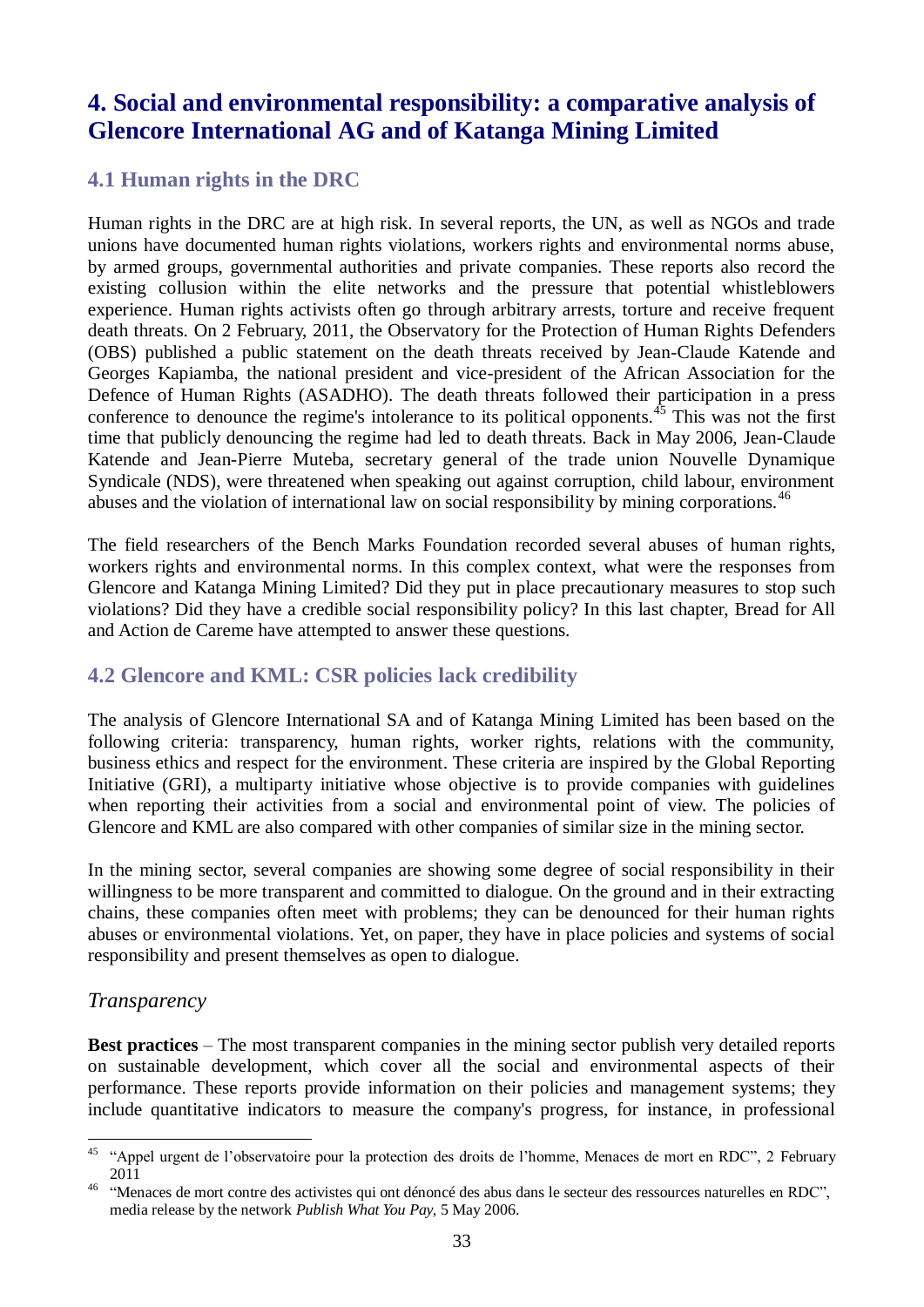# 4. Social and environmental responsibility: a comparative analysis of Glencore International AG and of Katanga Mining Limited

## 4.1 Human rights in the DRC

Human rights in the DRC are at high risk. In several reports, the UN, as well as NGOs and trade unions have documented human rights violations, workers rights and environmental norms abuse, by armed groups, governmental authorities and private companies. These reports also record the existing collusion within the elite networks and the pressure that potential whistleblowers experience. Human rights activists often go through arbitrary arrests, torture and receive frequent death threats. On 2 February, 2011, the Observatory for the Protection of Human Rights Defenders (OBS) published a public statement on the death threats received by Jean-Claude Katende and Georges Kapiamba, the national president and vice-president of the African Association for the Defence of Human Rights (ASADHO). The death threats followed their participation in a press conference to denounce the regime's intolerance to its political opponents.[45] This was not the first time that publicly denouncing the regime had led to death threats. Back in May 2006, Jean-Claude Katende and Jean-Pierre Muteba, secretary general of the trade union Nouvelle Dynamique Syndicale (NDS), were threatened when speaking out against corruption, child labour, environment abuses and the violation of international law on social responsibility by mining corporations.[46]

The field researchers of the Bench Marks Foundation recorded several abuses of human rights, workers rights and environmental norms. In this complex context, what were the responses from Glencore and Katanga Mining Limited? Did they put in place precautionary measures to stop such violations? Did they have a credible social responsibility policy? In this last chapter, Bread for All and Action de Careme have attempted to answer these questions.

## 4.2 Glencore and KML: CSR policies lack credibility

The analysis of Glencore International SA and of Katanga Mining Limited has been based on the following criteria: transparency, human rights, worker rights, relations with the community, business ethics and respect for the environment. These criteria are inspired by the Global Reporting Initiative (GRI), a multiparty initiative whose objective is to provide companies with guidelines when reporting their activities from a social and environmental point of view. The policies of Glencore and KML are also compared with other companies of similar size in the mining sector.

In the mining sector, several companies are showing some degree of social responsibility in their willingness to be more transparent and committed to dialogue. On the ground and in their extracting chains, these companies often meet with problems; they can be denounced for their human rights abuses or environmental violations. Yet, on paper, they have in place policies and systems of social responsibility and present themselves as open to dialogue.

### *Transparency*

**Best practices** – The most transparent companies in the mining sector publish very detailed reports on sustainable development, which cover all the social and environmental aspects of their performance. These reports provide information on their policies and management systems; they include quantitative indicators to measure the company's progress, for instance, in professional

---

[45] "Appel urgent de l'observatoire pour la protection des droits de l'homme, Menaces de mort en RDC", 2 February 2011

[46] "Menaces de mort contre des activistes qui ont dénoncé des abus dans le secteur des ressources naturelles en RDC", media release by the network *Publish What You Pay,* 5 May 2006.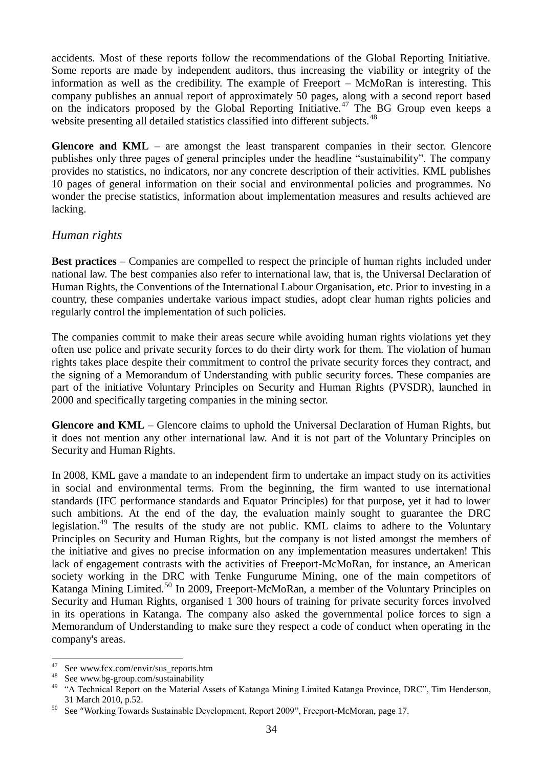accidents. Most of these reports follow the recommendations of the Global Reporting Initiative. Some reports are made by independent auditors, thus increasing the viability or integrity of the information as well as the credibility. The example of Freeport – McMoRan is interesting. This company publishes an annual report of approximately 50 pages, along with a second report based on the indicators proposed by the Global Reporting Initiative.[47] The BG Group even keeps a website presenting all detailed statistics classified into different subjects.[48]

**Glencore and KML** – are amongst the least transparent companies in their sector. Glencore publishes only three pages of general principles under the headline "sustainability". The company provides no statistics, no indicators, nor any concrete description of their activities. KML publishes 10 pages of general information on their social and environmental policies and programmes. No wonder the precise statistics, information about implementation measures and results achieved are lacking.

### *Human rights*

**Best practices** – Companies are compelled to respect the principle of human rights included under national law. The best companies also refer to international law, that is, the Universal Declaration of Human Rights, the Conventions of the International Labour Organisation, etc. Prior to investing in a country, these companies undertake various impact studies, adopt clear human rights policies and regularly control the implementation of such policies.

The companies commit to make their areas secure while avoiding human rights violations yet they often use police and private security forces to do their dirty work for them. The violation of human rights takes place despite their commitment to control the private security forces they contract, and the signing of a Memorandum of Understanding with public security forces. These companies are part of the initiative Voluntary Principles on Security and Human Rights (PVSDR), launched in 2000 and specifically targeting companies in the mining sector.

**Glencore and KML** – Glencore claims to uphold the Universal Declaration of Human Rights, but it does not mention any other international law. And it is not part of the Voluntary Principles on Security and Human Rights.

In 2008, KML gave a mandate to an independent firm to undertake an impact study on its activities in social and environmental terms. From the beginning, the firm wanted to use international standards (IFC performance standards and Equator Principles) for that purpose, yet it had to lower such ambitions. At the end of the day, the evaluation mainly sought to guarantee the DRC legislation.[49] The results of the study are not public. KML claims to adhere to the Voluntary Principles on Security and Human Rights, but the company is not listed amongst the members of the initiative and gives no precise information on any implementation measures undertaken! This lack of engagement contrasts with the activities of Freeport-McMoRan, for instance, an American society working in the DRC with Tenke Fungurume Mining, one of the main competitors of Katanga Mining Limited.[50] In 2009, Freeport-McMoRan, a member of the Voluntary Principles on Security and Human Rights, organised 1 300 hours of training for private security forces involved in its operations in Katanga. The company also asked the governmental police forces to sign a Memorandum of Understanding to make sure they respect a code of conduct when operating in the company's areas.

---

[47] See www.fcx.com/envir/sus_reports.htm

[48] See www.bg-group.com/sustainability

[49] "A Technical Report on the Material Assets of Katanga Mining Limited Katanga Province, DRC", Tim Henderson, 31 March 2010, p.52.

[50] See "Working Towards Sustainable Development, Report 2009", Freeport-McMoran, page 17.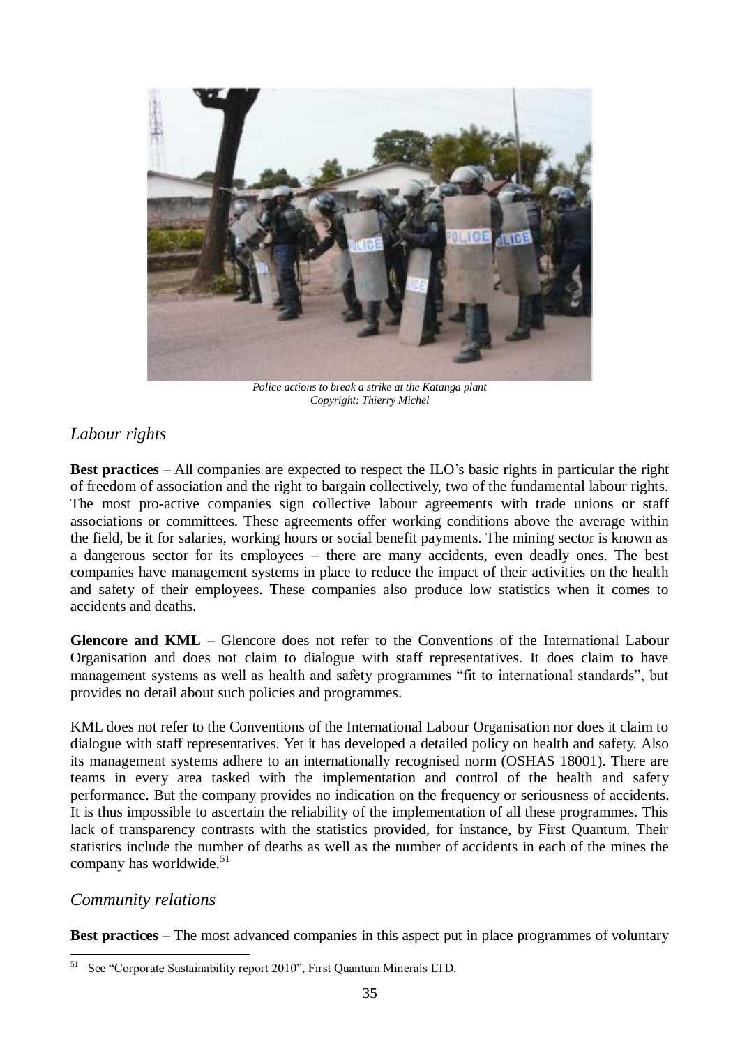*Police actions to break a strike at the Katanga plant*
*Copyright: Thierry Michel*

## *Labour rights*

**Best practices** – All companies are expected to respect the ILO's basic rights in particular the right of freedom of association and the right to bargain collectively, two of the fundamental labour rights. The most pro-active companies sign collective labour agreements with trade unions or staff associations or committees. These agreements offer working conditions above the average within the field, be it for salaries, working hours or social benefit payments. The mining sector is known as a dangerous sector for its employees – there are many accidents, even deadly ones. The best companies have management systems in place to reduce the impact of their activities on the health and safety of their employees. These companies also produce low statistics when it comes to accidents and deaths.

**Glencore and KML** – Glencore does not refer to the Conventions of the International Labour Organisation and does not claim to dialogue with staff representatives. It does claim to have management systems as well as health and safety programmes "fit to international standards", but provides no detail about such policies and programmes.

KML does not refer to the Conventions of the International Labour Organisation nor does it claim to dialogue with staff representatives. Yet it has developed a detailed policy on health and safety. Also its management systems adhere to an internationally recognised norm (OSHAS 18001). There are teams in every area tasked with the implementation and control of the health and safety performance. But the company provides no indication on the frequency or seriousness of accidents. It is thus impossible to ascertain the reliability of the implementation of all these programmes. This lack of transparency contrasts with the statistics provided, for instance, by First Quantum. Their statistics include the number of deaths as well as the number of accidents in each of the mines the company has worldwide.[51]

## *Community relations*

**Best practices** – The most advanced companies in this aspect put in place programmes of voluntary

---

[51] See "Corporate Sustainability report 2010", First Quantum Minerals LTD.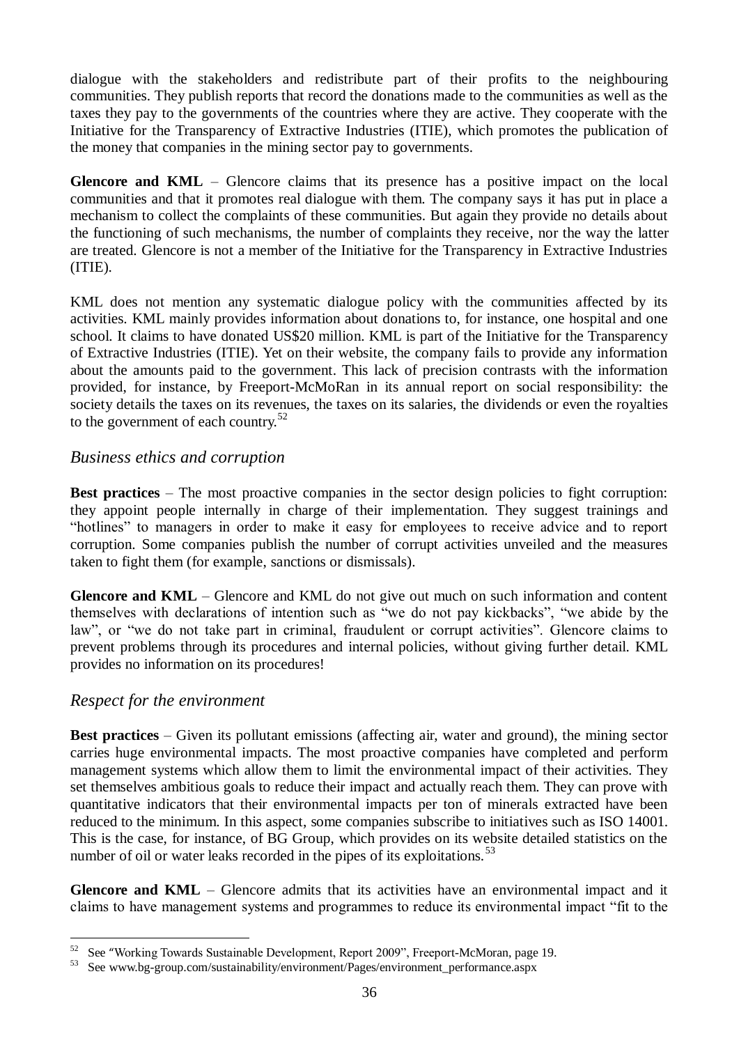dialogue with the stakeholders and redistribute part of their profits to the neighbouring communities. They publish reports that record the donations made to the communities as well as the taxes they pay to the governments of the countries where they are active. They cooperate with the Initiative for the Transparency of Extractive Industries (ITIE), which promotes the publication of the money that companies in the mining sector pay to governments.

**Glencore and KML** – Glencore claims that its presence has a positive impact on the local communities and that it promotes real dialogue with them. The company says it has put in place a mechanism to collect the complaints of these communities. But again they provide no details about the functioning of such mechanisms, the number of complaints they receive, nor the way the latter are treated. Glencore is not a member of the Initiative for the Transparency in Extractive Industries (ITIE).

KML does not mention any systematic dialogue policy with the communities affected by its activities. KML mainly provides information about donations to, for instance, one hospital and one school. It claims to have donated US$20 million. KML is part of the Initiative for the Transparency of Extractive Industries (ITIE). Yet on their website, the company fails to provide any information about the amounts paid to the government. This lack of precision contrasts with the information provided, for instance, by Freeport-McMoRan in its annual report on social responsibility: the society details the taxes on its revenues, the taxes on its salaries, the dividends or even the royalties to the government of each country.[52]

### *Business ethics and corruption*

**Best practices** – The most proactive companies in the sector design policies to fight corruption: they appoint people internally in charge of their implementation. They suggest trainings and "hotlines" to managers in order to make it easy for employees to receive advice and to report corruption. Some companies publish the number of corrupt activities unveiled and the measures taken to fight them (for example, sanctions or dismissals).

**Glencore and KML** – Glencore and KML do not give out much on such information and content themselves with declarations of intention such as "we do not pay kickbacks", "we abide by the law", or "we do not take part in criminal, fraudulent or corrupt activities". Glencore claims to prevent problems through its procedures and internal policies, without giving further detail. KML provides no information on its procedures!

### *Respect for the environment*

**Best practices** – Given its pollutant emissions (affecting air, water and ground), the mining sector carries huge environmental impacts. The most proactive companies have completed and perform management systems which allow them to limit the environmental impact of their activities. They set themselves ambitious goals to reduce their impact and actually reach them. They can prove with quantitative indicators that their environmental impacts per ton of minerals extracted have been reduced to the minimum. In this aspect, some companies subscribe to initiatives such as ISO 14001. This is the case, for instance, of BG Group, which provides on its website detailed statistics on the number of oil or water leaks recorded in the pipes of its exploitations.[53]

**Glencore and KML** – Glencore admits that its activities have an environmental impact and it claims to have management systems and programmes to reduce its environmental impact "fit to the

---

[52] See "Working Towards Sustainable Development, Report 2009", Freeport-McMoran, page 19.

[53] See www.bg-group.com/sustainability/environment/Pages/environment_performance.aspx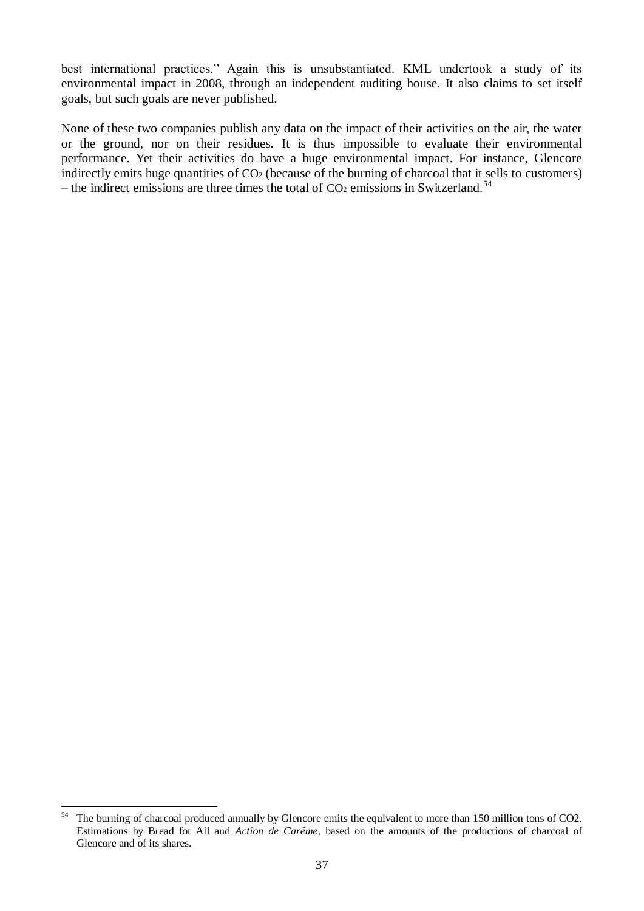best international practices." Again this is unsubstantiated. KML undertook a study of its environmental impact in 2008, through an independent auditing house. It also claims to set itself goals, but such goals are never published.

None of these two companies publish any data on the impact of their activities on the air, the water or the ground, nor on their residues. It is thus impossible to evaluate their environmental performance. Yet their activities do have a huge environmental impact. For instance, Glencore indirectly emits huge quantities of $CO_2$ (because of the burning of charcoal that it sells to customers) – the indirect emissions are three times the total of $CO_2$ emissions in Switzerland.[54]

---

[54] The burning of charcoal produced annually by Glencore emits the equivalent to more than 150 million tons of CO2. Estimations by Bread for All and *Action de Carême*, based on the amounts of the productions of charcoal of Glencore and of its shares.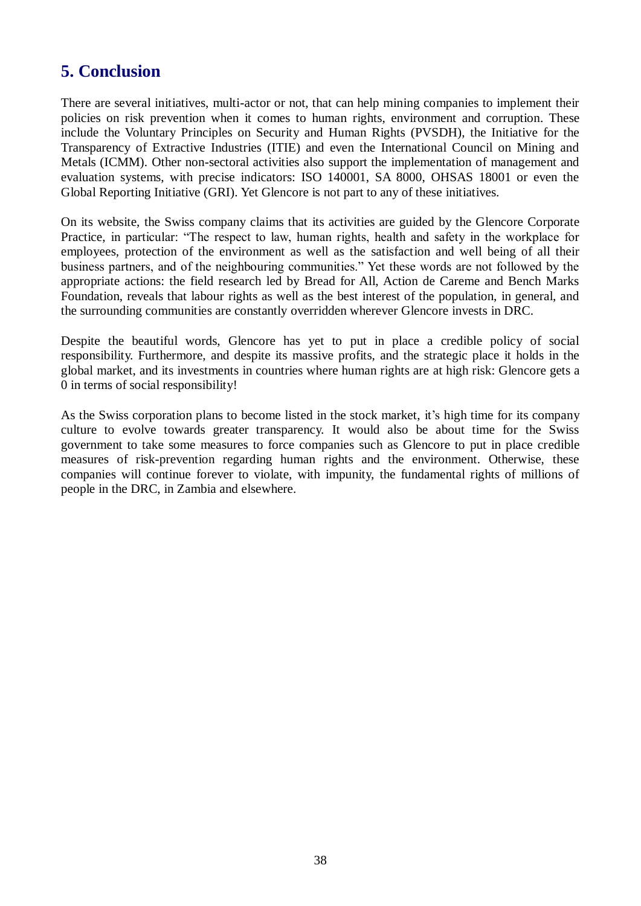## 5. Conclusion

There are several initiatives, multi-actor or not, that can help mining companies to implement their policies on risk prevention when it comes to human rights, environment and corruption. These include the Voluntary Principles on Security and Human Rights (PVSDH), the Initiative for the Transparency of Extractive Industries (ITIE) and even the International Council on Mining and Metals (ICMM). Other non-sectoral activities also support the implementation of management and evaluation systems, with precise indicators: ISO 140001, SA 8000, OHSAS 18001 or even the Global Reporting Initiative (GRI). Yet Glencore is not part to any of these initiatives.

On its website, the Swiss company claims that its activities are guided by the Glencore Corporate Practice, in particular: "The respect to law, human rights, health and safety in the workplace for employees, protection of the environment as well as the satisfaction and well being of all their business partners, and of the neighbouring communities." Yet these words are not followed by the appropriate actions: the field research led by Bread for All, Action de Careme and Bench Marks Foundation, reveals that labour rights as well as the best interest of the population, in general, and the surrounding communities are constantly overridden wherever Glencore invests in DRC.

Despite the beautiful words, Glencore has yet to put in place a credible policy of social responsibility. Furthermore, and despite its massive profits, and the strategic place it holds in the global market, and its investments in countries where human rights are at high risk: Glencore gets a 0 in terms of social responsibility!

As the Swiss corporation plans to become listed in the stock market, it's high time for its company culture to evolve towards greater transparency. It would also be about time for the Swiss government to take some measures to force companies such as Glencore to put in place credible measures of risk-prevention regarding human rights and the environment. Otherwise, these companies will continue forever to violate, with impunity, the fundamental rights of millions of people in the DRC, in Zambia and elsewhere.